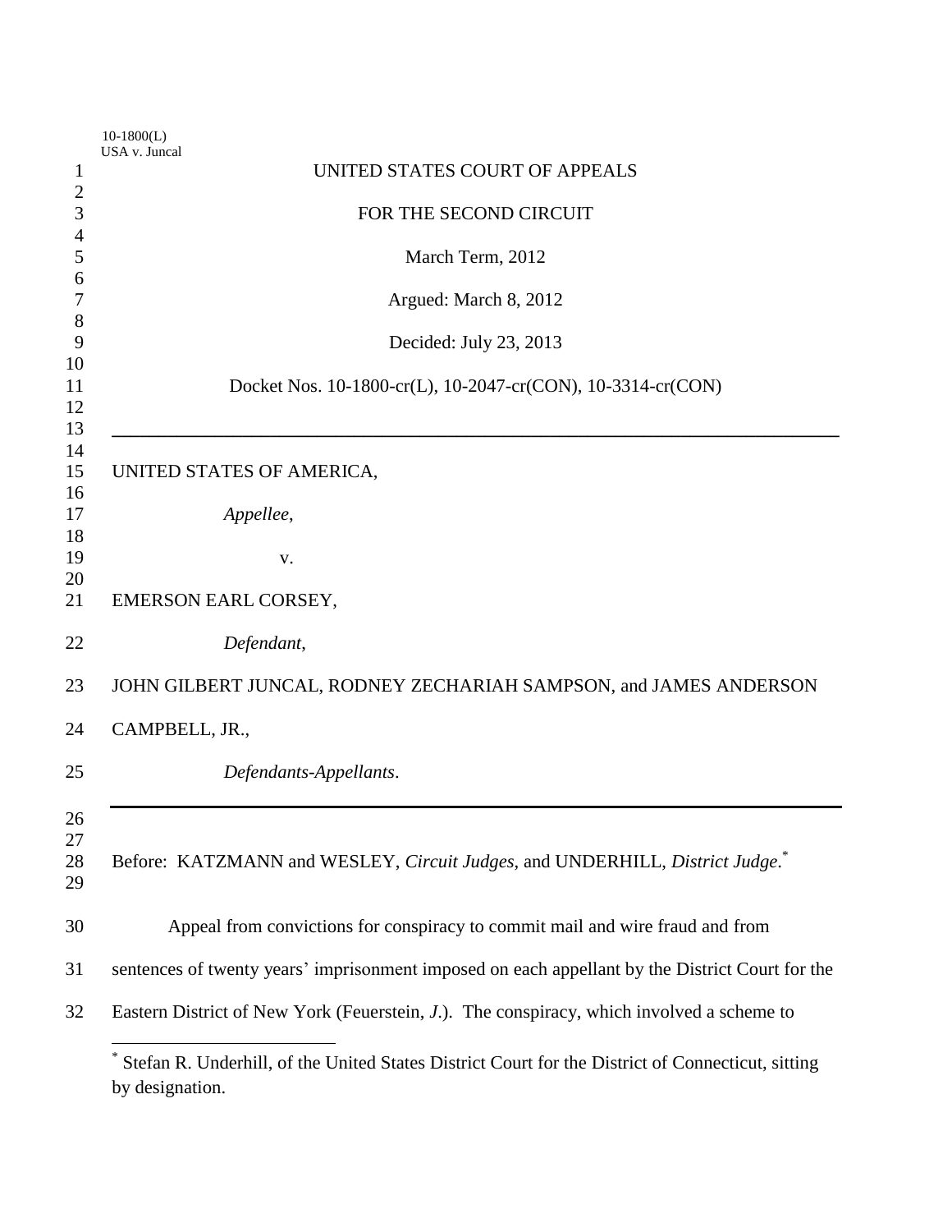10-1800(L)
USA v. Juncal

UNITED STATES COURT OF APPEALS

FOR THE SECOND CIRCUIT

March Term, 2012

Argued: March 8, 2012

Decided: July 23, 2013

Docket Nos. 10-1800-cr(L), 10-2047-cr(CON), 10-3314-cr(CON)

---

UNITED STATES OF AMERICA,

*Appellee*,

v.

EMERSON EARL CORSEY,

*Defendant*,

JOHN GILBERT JUNCAL, RODNEY ZECHARIAH SAMPSON, and JAMES ANDERSON CAMPBELL, JR.,

*Defendants-Appellants*.

---

Before: KATZMANN and WESLEY, *Circuit Judges*, and UNDERHILL, *District Judge*.*

Appeal from convictions for conspiracy to commit mail and wire fraud and from sentences of twenty years' imprisonment imposed on each appellant by the District Court for the Eastern District of New York (Feuerstein, *J.*). The conspiracy, which involved a scheme to

---

* Stefan R. Underhill, of the United States District Court for the District of Connecticut, sitting by designation.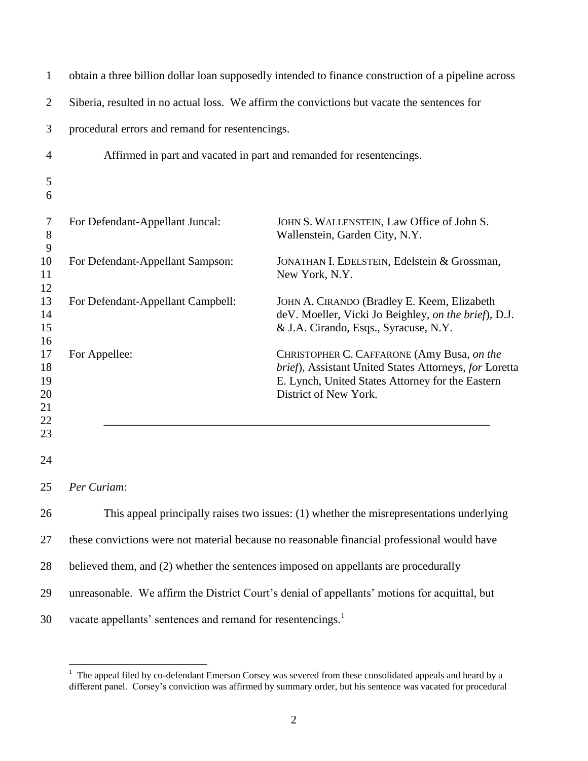obtain a three billion dollar loan supposedly intended to finance construction of a pipeline across Siberia, resulted in no actual loss. We affirm the convictions but vacate the sentences for procedural errors and remand for resentencings.

Affirmed in part and vacated in part and remanded for resentencings.

| | |
|---|---|
| For Defendant-Appellant Juncal: | JOHN S. WALLENSTEIN, Law Office of John S. Wallenstein, Garden City, N.Y. |
| For Defendant-Appellant Sampson: | JONATHAN I. EDELSTEIN, Edelstein & Grossman, New York, N.Y. |
| For Defendant-Appellant Campbell: | JOHN A. CIRANDO (Bradley E. Keem, Elizabeth deV. Moeller, Vicki Jo Beighley, *on the brief*), D.J. & J.A. Cirando, Esqs., Syracuse, N.Y. |
| For Appellee: | CHRISTOPHER C. CAFFARONE (Amy Busa, *on the brief*), Assistant United States Attorneys, *for* Loretta E. Lynch, United States Attorney for the Eastern District of New York. |

---

*Per Curiam*:

This appeal principally raises two issues: (1) whether the misrepresentations underlying these convictions were not material because no reasonable financial professional would have believed them, and (2) whether the sentences imposed on appellants are procedurally unreasonable. We affirm the District Court's denial of appellants' motions for acquittal, but vacate appellants' sentences and remand for resentencings.[1]

[1] The appeal filed by co-defendant Emerson Corsey was severed from these consolidated appeals and heard by a different panel. Corsey's conviction was affirmed by summary order, but his sentence was vacated for procedural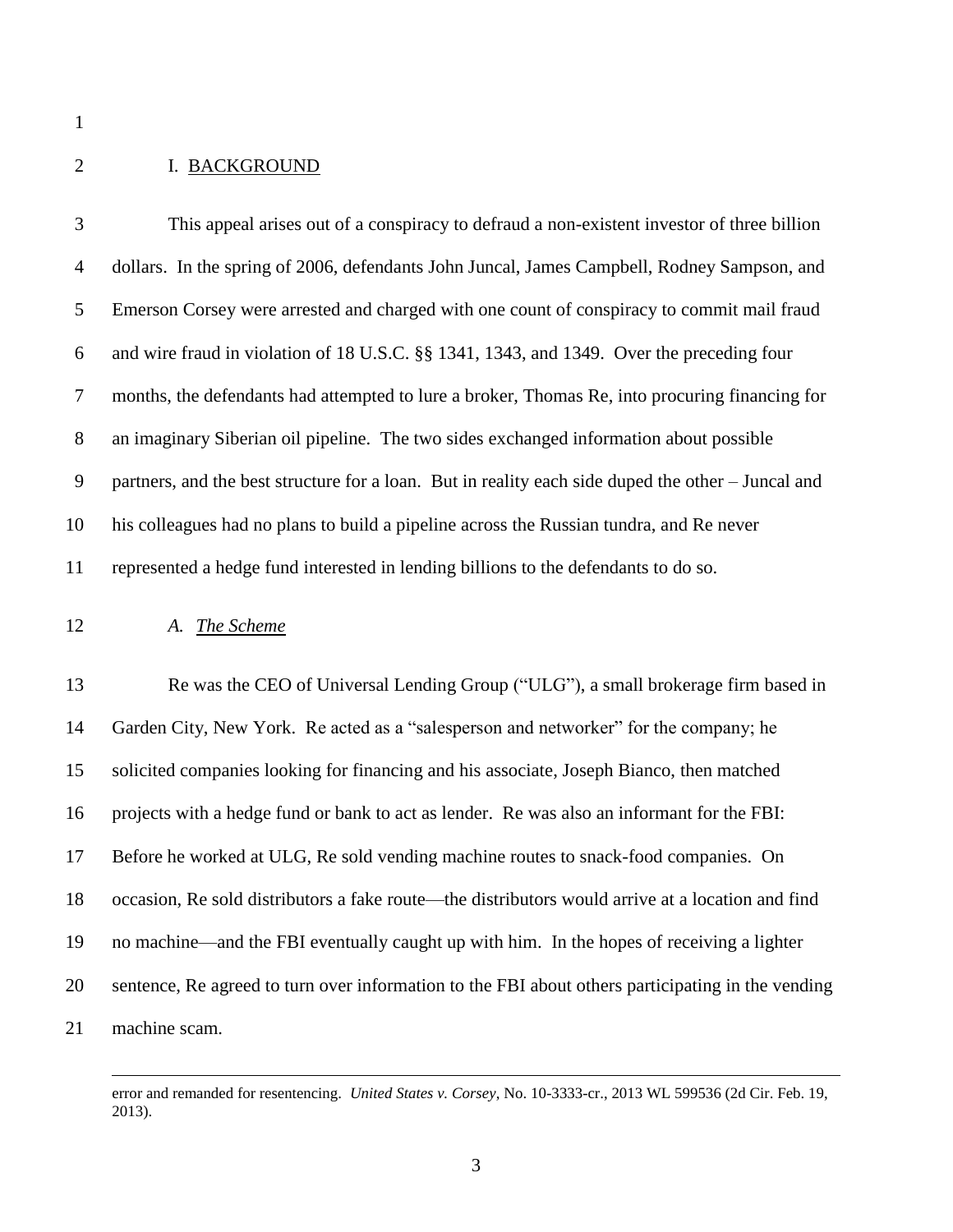## I. BACKGROUND

This appeal arises out of a conspiracy to defraud a non-existent investor of three billion dollars. In the spring of 2006, defendants John Juncal, James Campbell, Rodney Sampson, and Emerson Corsey were arrested and charged with one count of conspiracy to commit mail fraud and wire fraud in violation of 18 U.S.C. §§ 1341, 1343, and 1349. Over the preceding four months, the defendants had attempted to lure a broker, Thomas Re, into procuring financing for an imaginary Siberian oil pipeline. The two sides exchanged information about possible partners, and the best structure for a loan. But in reality each side duped the other – Juncal and his colleagues had no plans to build a pipeline across the Russian tundra, and Re never represented a hedge fund interested in lending billions to the defendants to do so.

### *A. The Scheme*

Re was the CEO of Universal Lending Group ("ULG"), a small brokerage firm based in Garden City, New York. Re acted as a "salesperson and networker" for the company; he solicited companies looking for financing and his associate, Joseph Bianco, then matched projects with a hedge fund or bank to act as lender. Re was also an informant for the FBI: Before he worked at ULG, Re sold vending machine routes to snack-food companies. On occasion, Re sold distributors a fake route—the distributors would arrive at a location and find no machine—and the FBI eventually caught up with him. In the hopes of receiving a lighter sentence, Re agreed to turn over information to the FBI about others participating in the vending machine scam.

---

error and remanded for resentencing. *United States v. Corsey*, No. 10-3333-cr., 2013 WL 599536 (2d Cir. Feb. 19, 2013).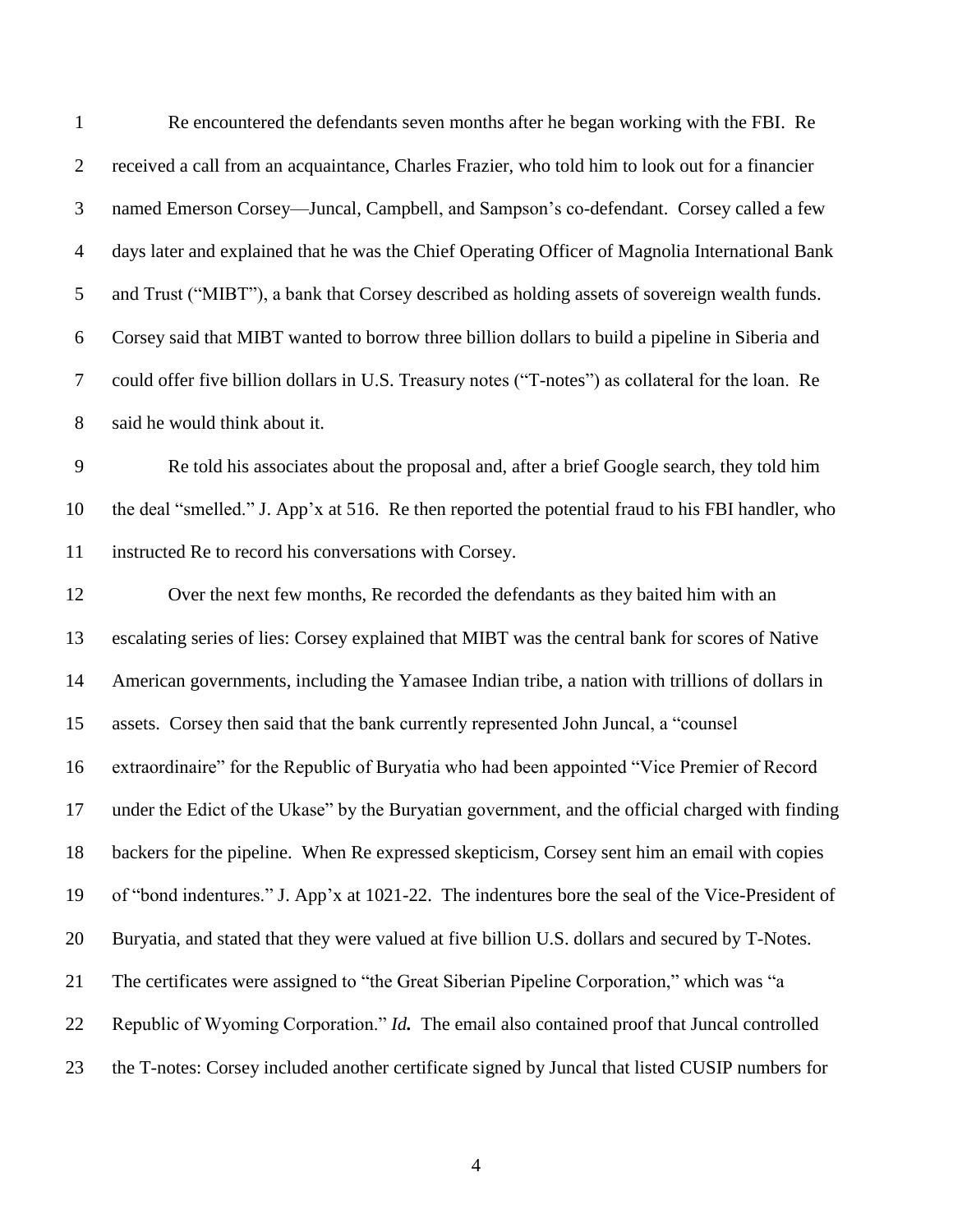Re encountered the defendants seven months after he began working with the FBI. Re received a call from an acquaintance, Charles Frazier, who told him to look out for a financier named Emerson Corsey—Juncal, Campbell, and Sampson's co-defendant. Corsey called a few days later and explained that he was the Chief Operating Officer of Magnolia International Bank and Trust ("MIBT"), a bank that Corsey described as holding assets of sovereign wealth funds. Corsey said that MIBT wanted to borrow three billion dollars to build a pipeline in Siberia and could offer five billion dollars in U.S. Treasury notes ("T-notes") as collateral for the loan. Re said he would think about it.

Re told his associates about the proposal and, after a brief Google search, they told him the deal "smelled." J. App'x at 516. Re then reported the potential fraud to his FBI handler, who instructed Re to record his conversations with Corsey.

Over the next few months, Re recorded the defendants as they baited him with an escalating series of lies: Corsey explained that MIBT was the central bank for scores of Native American governments, including the Yamasee Indian tribe, a nation with trillions of dollars in assets. Corsey then said that the bank currently represented John Juncal, a "counsel extraordinaire" for the Republic of Buryatia who had been appointed "Vice Premier of Record under the Edict of the Ukase" by the Buryatian government, and the official charged with finding backers for the pipeline. When Re expressed skepticism, Corsey sent him an email with copies of "bond indentures." J. App'x at 1021-22. The indentures bore the seal of the Vice-President of Buryatia, and stated that they were valued at five billion U.S. dollars and secured by T-Notes. The certificates were assigned to "the Great Siberian Pipeline Corporation," which was "a Republic of Wyoming Corporation." ***Id.*** The email also contained proof that Juncal controlled the T-notes: Corsey included another certificate signed by Juncal that listed CUSIP numbers for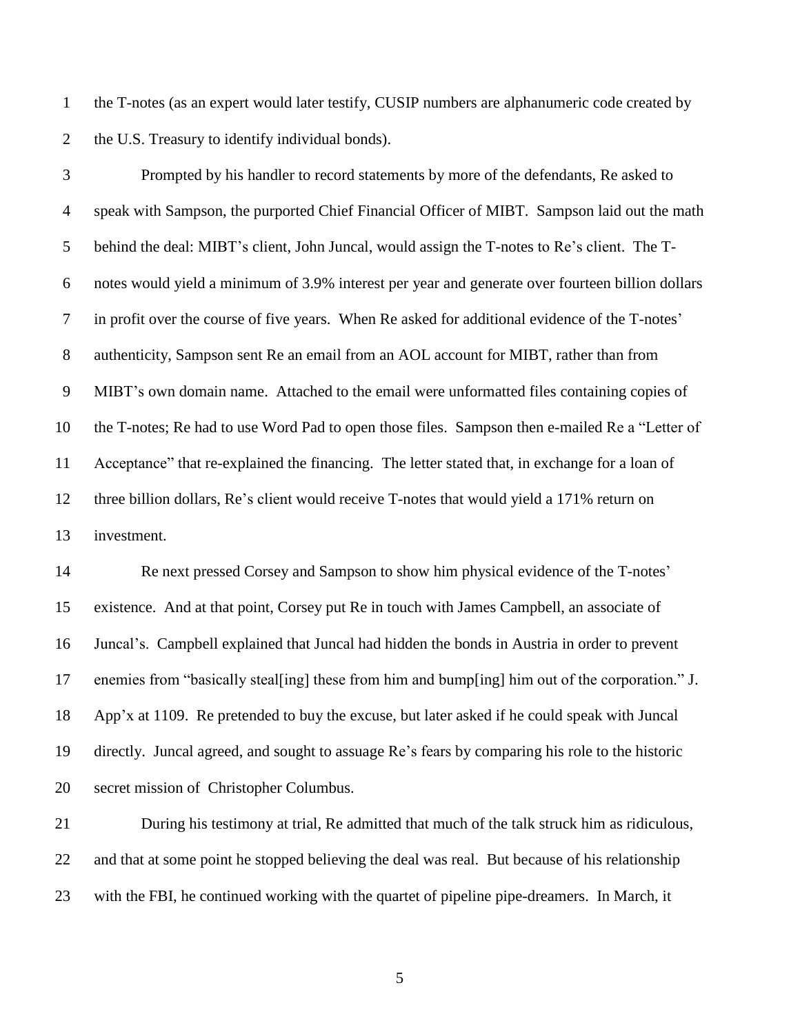the T-notes (as an expert would later testify, CUSIP numbers are alphanumeric code created by the U.S. Treasury to identify individual bonds).

Prompted by his handler to record statements by more of the defendants, Re asked to speak with Sampson, the purported Chief Financial Officer of MIBT. Sampson laid out the math behind the deal: MIBT's client, John Juncal, would assign the T-notes to Re's client. The T-notes would yield a minimum of 3.9% interest per year and generate over fourteen billion dollars in profit over the course of five years. When Re asked for additional evidence of the T-notes' authenticity, Sampson sent Re an email from an AOL account for MIBT, rather than from MIBT's own domain name. Attached to the email were unformatted files containing copies of the T-notes; Re had to use Word Pad to open those files. Sampson then e-mailed Re a "Letter of Acceptance" that re-explained the financing. The letter stated that, in exchange for a loan of three billion dollars, Re's client would receive T-notes that would yield a 171% return on investment.

Re next pressed Corsey and Sampson to show him physical evidence of the T-notes' existence. And at that point, Corsey put Re in touch with James Campbell, an associate of Juncal's. Campbell explained that Juncal had hidden the bonds in Austria in order to prevent enemies from "basically steal[ing] these from him and bump[ing] him out of the corporation." J. App'x at 1109. Re pretended to buy the excuse, but later asked if he could speak with Juncal directly. Juncal agreed, and sought to assuage Re's fears by comparing his role to the historic secret mission of Christopher Columbus.

During his testimony at trial, Re admitted that much of the talk struck him as ridiculous, and that at some point he stopped believing the deal was real. But because of his relationship with the FBI, he continued working with the quartet of pipeline pipe-dreamers. In March, it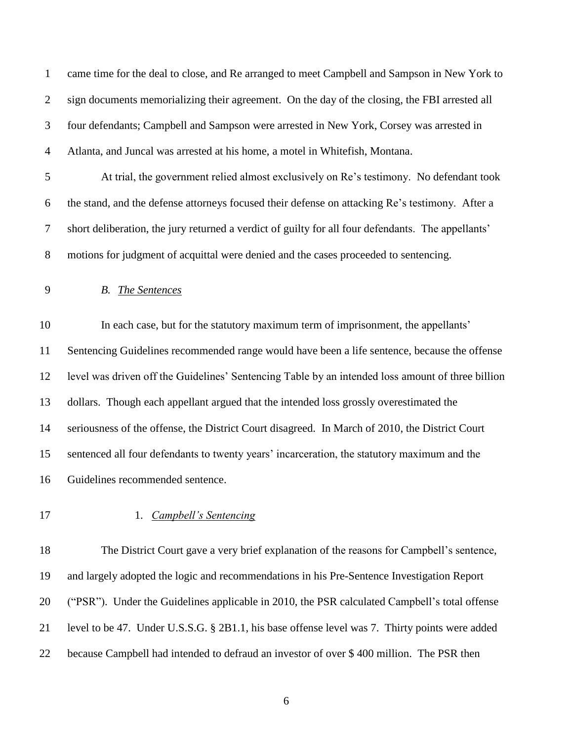came time for the deal to close, and Re arranged to meet Campbell and Sampson in New York to sign documents memorializing their agreement. On the day of the closing, the FBI arrested all four defendants; Campbell and Sampson were arrested in New York, Corsey was arrested in Atlanta, and Juncal was arrested at his home, a motel in Whitefish, Montana.

At trial, the government relied almost exclusively on Re's testimony. No defendant took the stand, and the defense attorneys focused their defense on attacking Re's testimony. After a short deliberation, the jury returned a verdict of guilty for all four defendants. The appellants' motions for judgment of acquittal were denied and the cases proceeded to sentencing.

### *B. The Sentences*

In each case, but for the statutory maximum term of imprisonment, the appellants' Sentencing Guidelines recommended range would have been a life sentence, because the offense level was driven off the Guidelines' Sentencing Table by an intended loss amount of three billion dollars. Though each appellant argued that the intended loss grossly overestimated the seriousness of the offense, the District Court disagreed. In March of 2010, the District Court sentenced all four defendants to twenty years' incarceration, the statutory maximum and the Guidelines recommended sentence.

#### 1. *Campbell's Sentencing*

The District Court gave a very brief explanation of the reasons for Campbell's sentence, and largely adopted the logic and recommendations in his Pre-Sentence Investigation Report ("PSR"). Under the Guidelines applicable in 2010, the PSR calculated Campbell's total offense level to be 47. Under U.S.S.G. § 2B1.1, his base offense level was 7. Thirty points were added because Campbell had intended to defraud an investor of over $ 400 million. The PSR then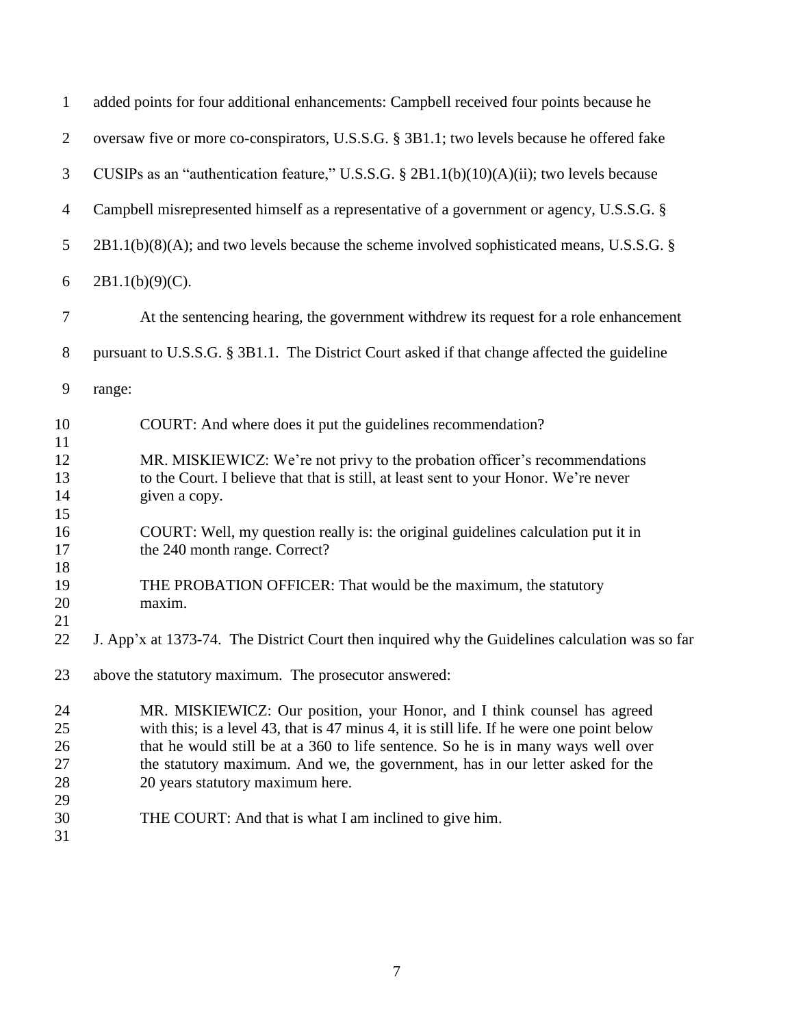added points for four additional enhancements: Campbell received four points because he oversaw five or more co-conspirators, U.S.S.G. § 3B1.1; two levels because he offered fake CUSIPs as an "authentication feature," U.S.S.G. § 2B1.1(b)(10)(A)(ii); two levels because Campbell misrepresented himself as a representative of a government or agency, U.S.S.G. § 2B1.1(b)(8)(A); and two levels because the scheme involved sophisticated means, U.S.S.G. § 2B1.1(b)(9)(C).

At the sentencing hearing, the government withdrew its request for a role enhancement pursuant to U.S.S.G. § 3B1.1. The District Court asked if that change affected the guideline range:

> COURT: And where does it put the guidelines recommendation?
>
> MR. MISKIEWICZ: We're not privy to the probation officer's recommendations to the Court. I believe that that is still, at least sent to your Honor. We're never given a copy.
>
> COURT: Well, my question really is: the original guidelines calculation put it in the 240 month range. Correct?
>
> THE PROBATION OFFICER: That would be the maximum, the statutory maxim.

J. App'x at 1373-74. The District Court then inquired why the Guidelines calculation was so far above the statutory maximum. The prosecutor answered:

> MR. MISKIEWICZ: Our position, your Honor, and I think counsel has agreed with this; is a level 43, that is 47 minus 4, it is still life. If he were one point below that he would still be at a 360 to life sentence. So he is in many ways well over the statutory maximum. And we, the government, has in our letter asked for the 20 years statutory maximum here.
>
> THE COURT: And that is what I am inclined to give him.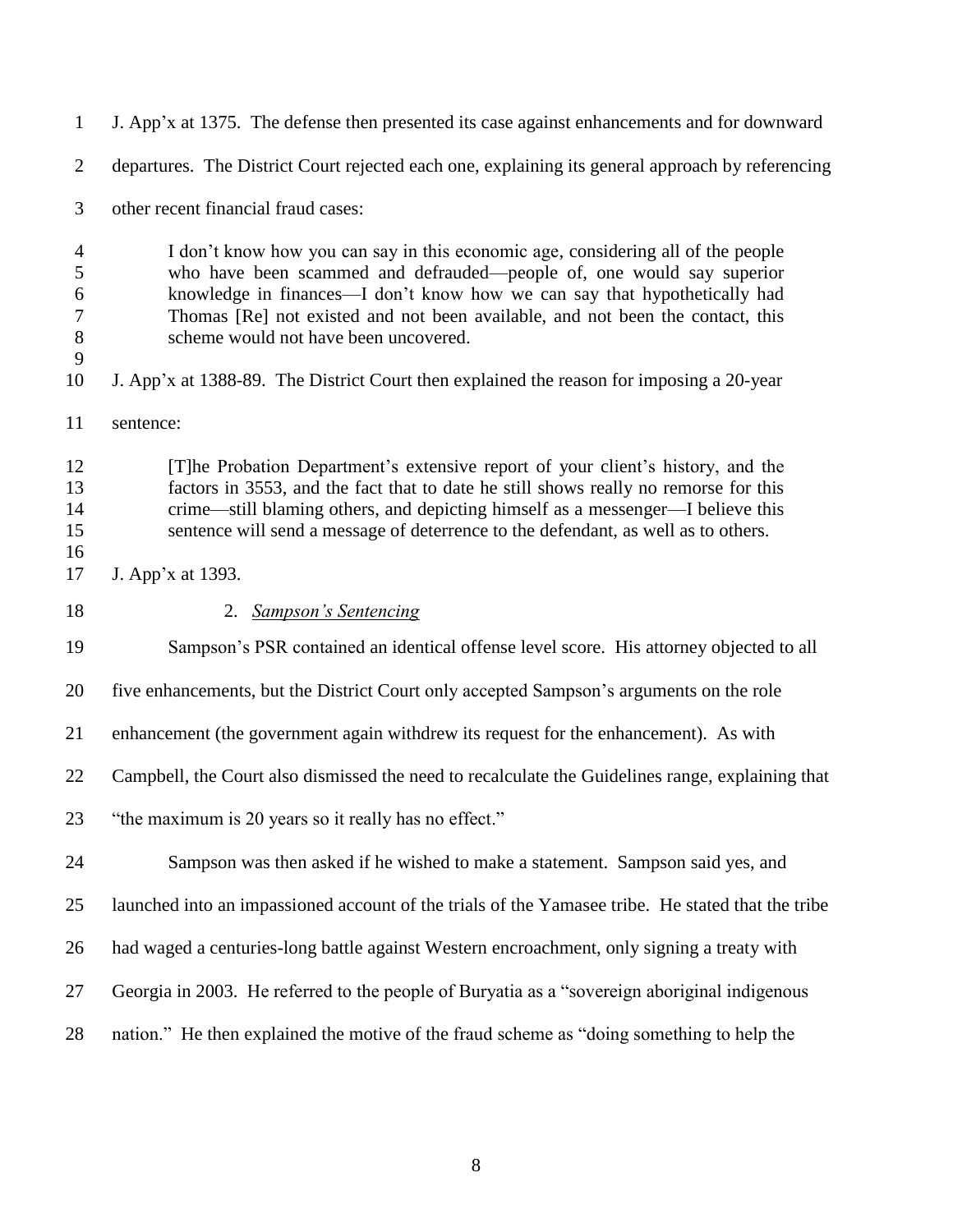J. App'x at 1375. The defense then presented its case against enhancements and for downward departures. The District Court rejected each one, explaining its general approach by referencing other recent financial fraud cases:

> I don't know how you can say in this economic age, considering all of the people who have been scammed and defrauded—people of, one would say superior knowledge in finances—I don't know how we can say that hypothetically had Thomas [Re] not existed and not been available, and not been the contact, this scheme would not have been uncovered.

J. App'x at 1388-89. The District Court then explained the reason for imposing a 20-year sentence:

> [T]he Probation Department's extensive report of your client's history, and the factors in 3553, and the fact that to date he still shows really no remorse for this crime—still blaming others, and depicting himself as a messenger—I believe this sentence will send a message of deterrence to the defendant, as well as to others.

J. App'x at 1393.

### 2. *Sampson's Sentencing*

Sampson's PSR contained an identical offense level score. His attorney objected to all five enhancements, but the District Court only accepted Sampson's arguments on the role enhancement (the government again withdrew its request for the enhancement). As with Campbell, the Court also dismissed the need to recalculate the Guidelines range, explaining that "the maximum is 20 years so it really has no effect."

Sampson was then asked if he wished to make a statement. Sampson said yes, and launched into an impassioned account of the trials of the Yamasee tribe. He stated that the tribe had waged a centuries-long battle against Western encroachment, only signing a treaty with Georgia in 2003. He referred to the people of Buryatia as a "sovereign aboriginal indigenous nation." He then explained the motive of the fraud scheme as "doing something to help the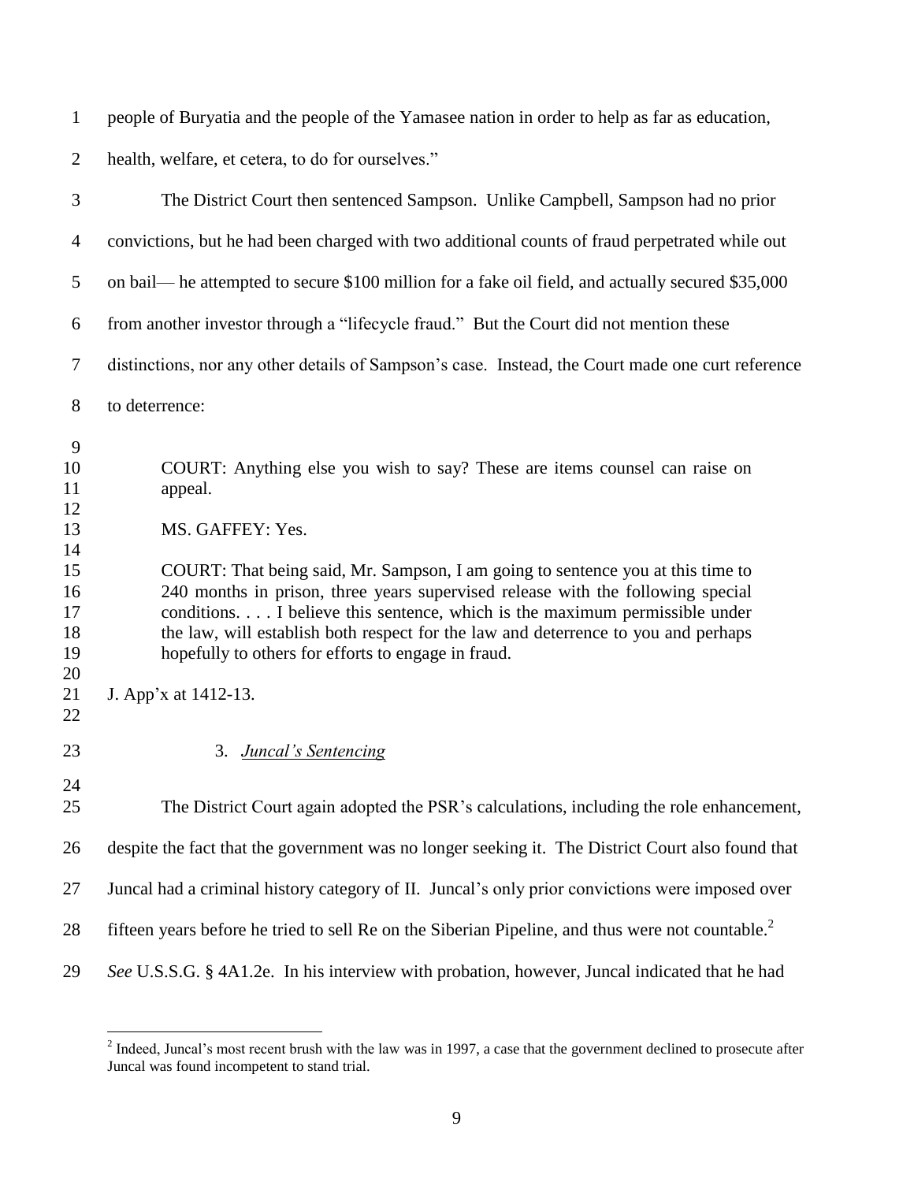people of Buryatia and the people of the Yamasee nation in order to help as far as education, health, welfare, et cetera, to do for ourselves."

The District Court then sentenced Sampson. Unlike Campbell, Sampson had no prior convictions, but he had been charged with two additional counts of fraud perpetrated while out on bail— he attempted to secure $100 million for a fake oil field, and actually secured $35,000 from another investor through a "lifecycle fraud." But the Court did not mention these distinctions, nor any other details of Sampson's case. Instead, the Court made one curt reference to deterrence:

> COURT: Anything else you wish to say? These are items counsel can raise on appeal.
>
> MS. GAFFEY: Yes.
>
> COURT: That being said, Mr. Sampson, I am going to sentence you at this time to 240 months in prison, three years supervised release with the following special conditions. . . . I believe this sentence, which is the maximum permissible under the law, will establish both respect for the law and deterrence to you and perhaps hopefully to others for efforts to engage in fraud.

J. App'x at 1412-13.

### 3. *Juncal's Sentencing*

The District Court again adopted the PSR's calculations, including the role enhancement, despite the fact that the government was no longer seeking it. The District Court also found that Juncal had a criminal history category of II. Juncal's only prior convictions were imposed over fifteen years before he tried to sell Re on the Siberian Pipeline, and thus were not countable.[2] *See* U.S.S.G. § 4A1.2e. In his interview with probation, however, Juncal indicated that he had

[2] Indeed, Juncal's most recent brush with the law was in 1997, a case that the government declined to prosecute after Juncal was found incompetent to stand trial.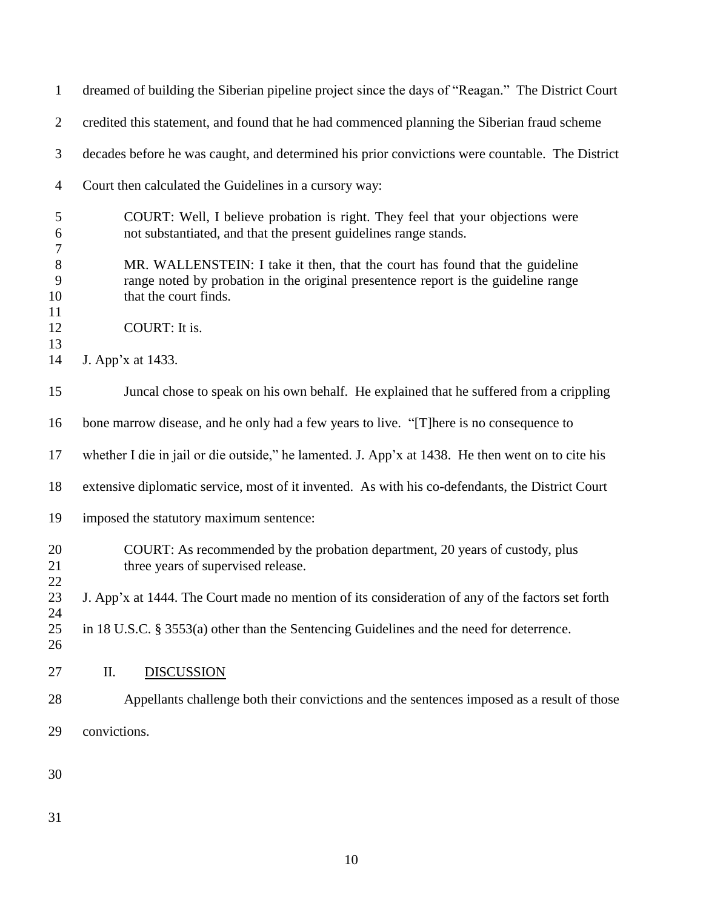dreamed of building the Siberian pipeline project since the days of "Reagan." The District Court credited this statement, and found that he had commenced planning the Siberian fraud scheme decades before he was caught, and determined his prior convictions were countable. The District Court then calculated the Guidelines in a cursory way:

> COURT: Well, I believe probation is right. They feel that your objections were not substantiated, and that the present guidelines range stands.
>
> MR. WALLENSTEIN: I take it then, that the court has found that the guideline range noted by probation in the original presentence report is the guideline range that the court finds.
>
> COURT: It is.

J. App'x at 1433.

Juncal chose to speak on his own behalf. He explained that he suffered from a crippling bone marrow disease, and he only had a few years to live. "[T]here is no consequence to whether I die in jail or die outside," he lamented. J. App'x at 1438. He then went on to cite his extensive diplomatic service, most of it invented. As with his co-defendants, the District Court imposed the statutory maximum sentence:

> COURT: As recommended by the probation department, 20 years of custody, plus three years of supervised release.

J. App'x at 1444. The Court made no mention of its consideration of any of the factors set forth in 18 U.S.C. § 3553(a) other than the Sentencing Guidelines and the need for deterrence.

## II. DISCUSSION

Appellants challenge both their convictions and the sentences imposed as a result of those convictions.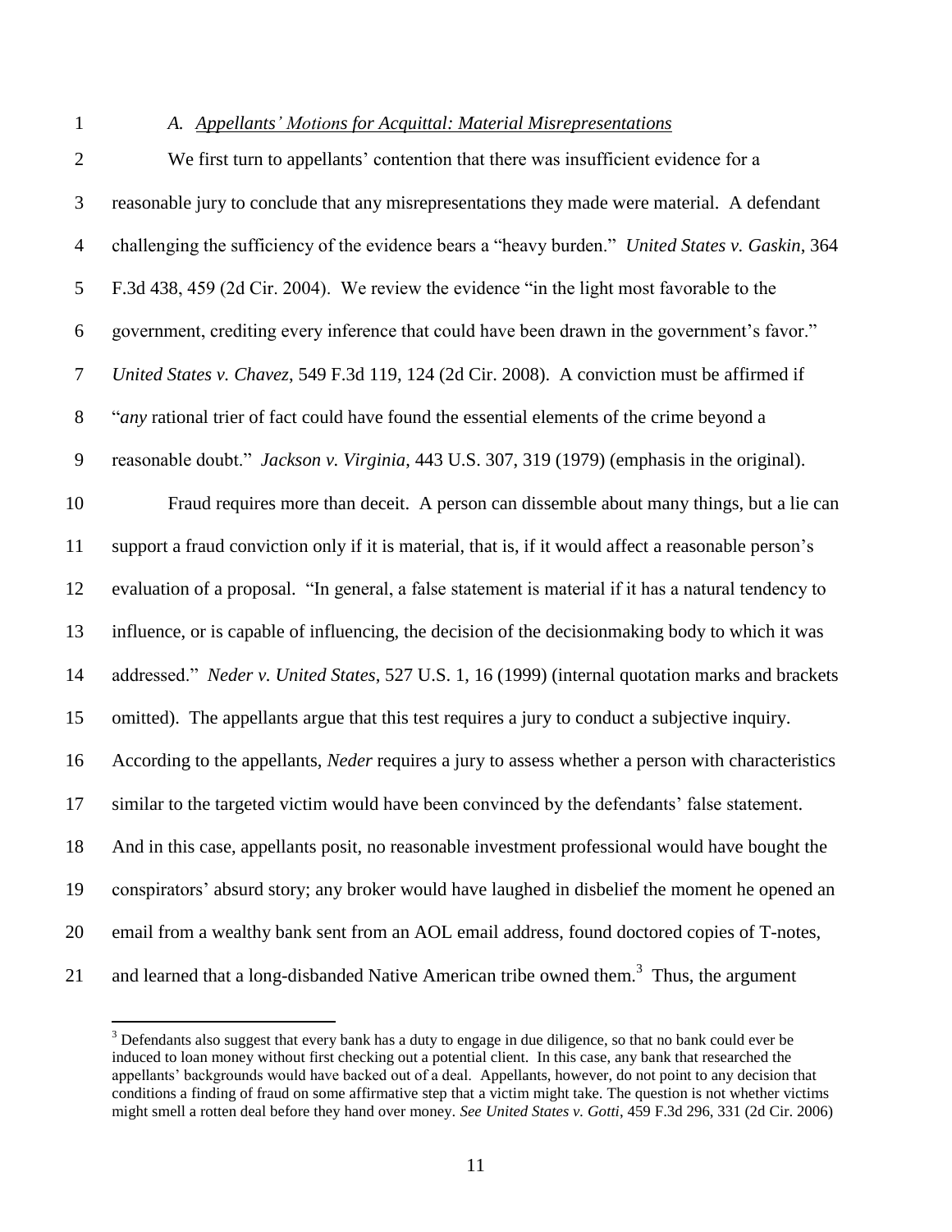### *A. Appellants' Motions for Acquittal: Material Misrepresentations*

We first turn to appellants' contention that there was insufficient evidence for a reasonable jury to conclude that any misrepresentations they made were material. A defendant challenging the sufficiency of the evidence bears a "heavy burden." *United States v. Gaskin*, 364 F.3d 438, 459 (2d Cir. 2004). We review the evidence "in the light most favorable to the government, crediting every inference that could have been drawn in the government's favor." *United States v. Chavez*, 549 F.3d 119, 124 (2d Cir. 2008). A conviction must be affirmed if "*any* rational trier of fact could have found the essential elements of the crime beyond a reasonable doubt." *Jackson v. Virginia*, 443 U.S. 307, 319 (1979) (emphasis in the original).

Fraud requires more than deceit. A person can dissemble about many things, but a lie can support a fraud conviction only if it is material, that is, if it would affect a reasonable person's evaluation of a proposal. "In general, a false statement is material if it has a natural tendency to influence, or is capable of influencing, the decision of the decisionmaking body to which it was addressed." *Neder v. United States*, 527 U.S. 1, 16 (1999) (internal quotation marks and brackets omitted). The appellants argue that this test requires a jury to conduct a subjective inquiry. According to the appellants, *Neder* requires a jury to assess whether a person with characteristics similar to the targeted victim would have been convinced by the defendants' false statement. And in this case, appellants posit, no reasonable investment professional would have bought the conspirators' absurd story; any broker would have laughed in disbelief the moment he opened an email from a wealthy bank sent from an AOL email address, found doctored copies of T-notes, and learned that a long-disbanded Native American tribe owned them.[3] Thus, the argument

[3] Defendants also suggest that every bank has a duty to engage in due diligence, so that no bank could ever be induced to loan money without first checking out a potential client. In this case, any bank that researched the appellants' backgrounds would have backed out of a deal. Appellants, however, do not point to any decision that conditions a finding of fraud on some affirmative step that a victim might take. The question is not whether victims might smell a rotten deal before they hand over money. *See United States v. Gotti*, 459 F.3d 296, 331 (2d Cir. 2006)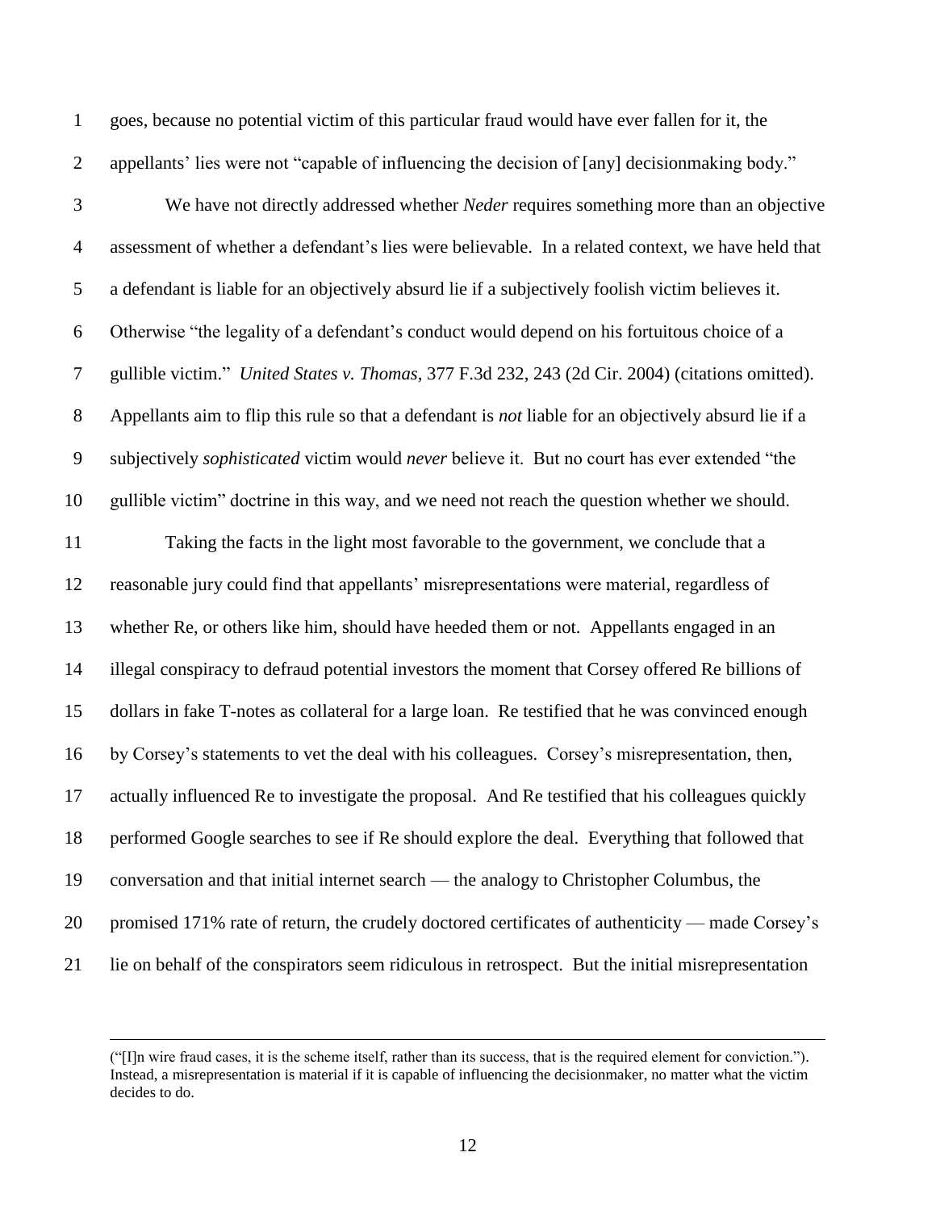goes, because no potential victim of this particular fraud would have ever fallen for it, the appellants' lies were not "capable of influencing the decision of [any] decisionmaking body."

We have not directly addressed whether *Neder* requires something more than an objective assessment of whether a defendant's lies were believable. In a related context, we have held that a defendant is liable for an objectively absurd lie if a subjectively foolish victim believes it. Otherwise "the legality of a defendant's conduct would depend on his fortuitous choice of a gullible victim." *United States v. Thomas*, 377 F.3d 232, 243 (2d Cir. 2004) (citations omitted). Appellants aim to flip this rule so that a defendant is *not* liable for an objectively absurd lie if a subjectively *sophisticated* victim would *never* believe it. But no court has ever extended "the gullible victim" doctrine in this way, and we need not reach the question whether we should.

Taking the facts in the light most favorable to the government, we conclude that a reasonable jury could find that appellants' misrepresentations were material, regardless of whether Re, or others like him, should have heeded them or not. Appellants engaged in an illegal conspiracy to defraud potential investors the moment that Corsey offered Re billions of dollars in fake T-notes as collateral for a large loan. Re testified that he was convinced enough by Corsey's statements to vet the deal with his colleagues. Corsey's misrepresentation, then, actually influenced Re to investigate the proposal. And Re testified that his colleagues quickly performed Google searches to see if Re should explore the deal. Everything that followed that conversation and that initial internet search — the analogy to Christopher Columbus, the promised 171% rate of return, the crudely doctored certificates of authenticity — made Corsey's lie on behalf of the conspirators seem ridiculous in retrospect. But the initial misrepresentation

---

("[I]n wire fraud cases, it is the scheme itself, rather than its success, that is the required element for conviction."). Instead, a misrepresentation is material if it is capable of influencing the decisionmaker, no matter what the victim decides to do.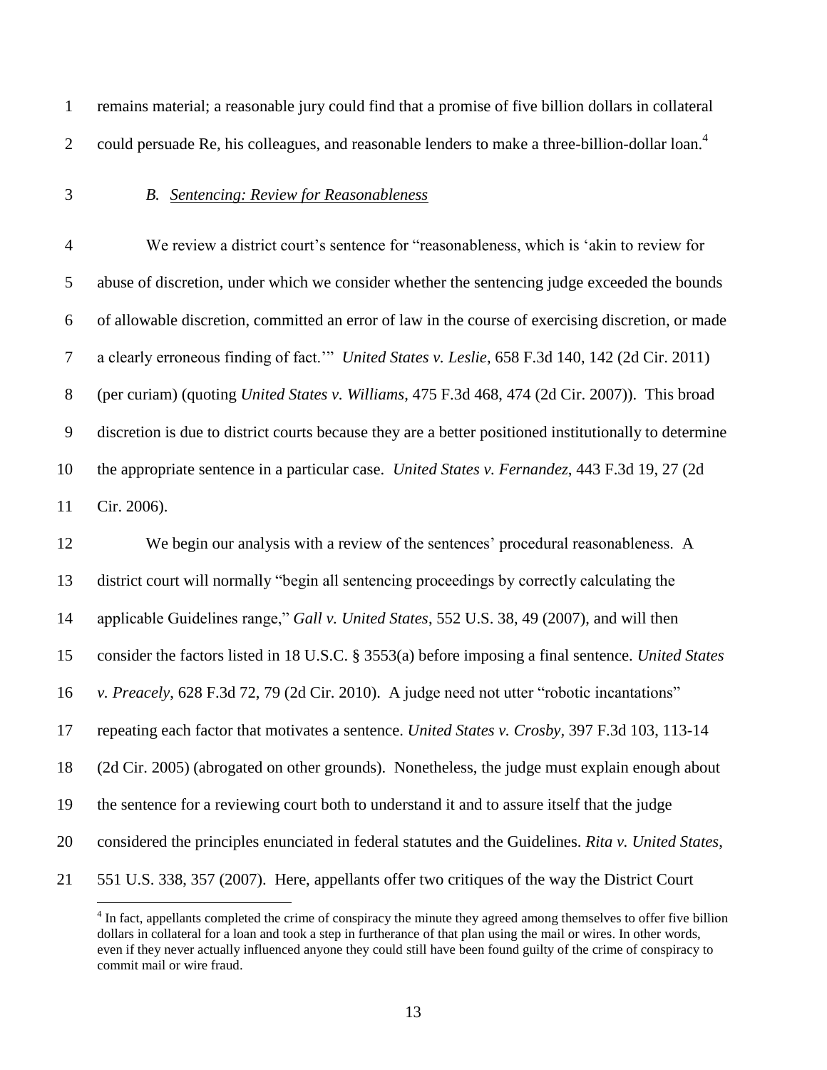remains material; a reasonable jury could find that a promise of five billion dollars in collateral could persuade Re, his colleagues, and reasonable lenders to make a three-billion-dollar loan.[4]

### *B. Sentencing: Review for Reasonableness*

We review a district court's sentence for "reasonableness, which is 'akin to review for abuse of discretion, under which we consider whether the sentencing judge exceeded the bounds of allowable discretion, committed an error of law in the course of exercising discretion, or made a clearly erroneous finding of fact.'" *United States v. Leslie*, 658 F.3d 140, 142 (2d Cir. 2011) (per curiam) (quoting *United States v. Williams*, 475 F.3d 468, 474 (2d Cir. 2007)). This broad discretion is due to district courts because they are a better positioned institutionally to determine the appropriate sentence in a particular case. *United States v. Fernandez*, 443 F.3d 19, 27 (2d Cir. 2006).

We begin our analysis with a review of the sentences' procedural reasonableness. A district court will normally "begin all sentencing proceedings by correctly calculating the applicable Guidelines range," *Gall v. United States*, 552 U.S. 38, 49 (2007), and will then consider the factors listed in 18 U.S.C. § 3553(a) before imposing a final sentence. *United States v. Preacely*, 628 F.3d 72, 79 (2d Cir. 2010). A judge need not utter "robotic incantations" repeating each factor that motivates a sentence. *United States v. Crosby*, 397 F.3d 103, 113-14 (2d Cir. 2005) (abrogated on other grounds). Nonetheless, the judge must explain enough about the sentence for a reviewing court both to understand it and to assure itself that the judge considered the principles enunciated in federal statutes and the Guidelines. *Rita v. United States*, 551 U.S. 338, 357 (2007). Here, appellants offer two critiques of the way the District Court

[4] In fact, appellants completed the crime of conspiracy the minute they agreed among themselves to offer five billion dollars in collateral for a loan and took a step in furtherance of that plan using the mail or wires. In other words, even if they never actually influenced anyone they could still have been found guilty of the crime of conspiracy to commit mail or wire fraud.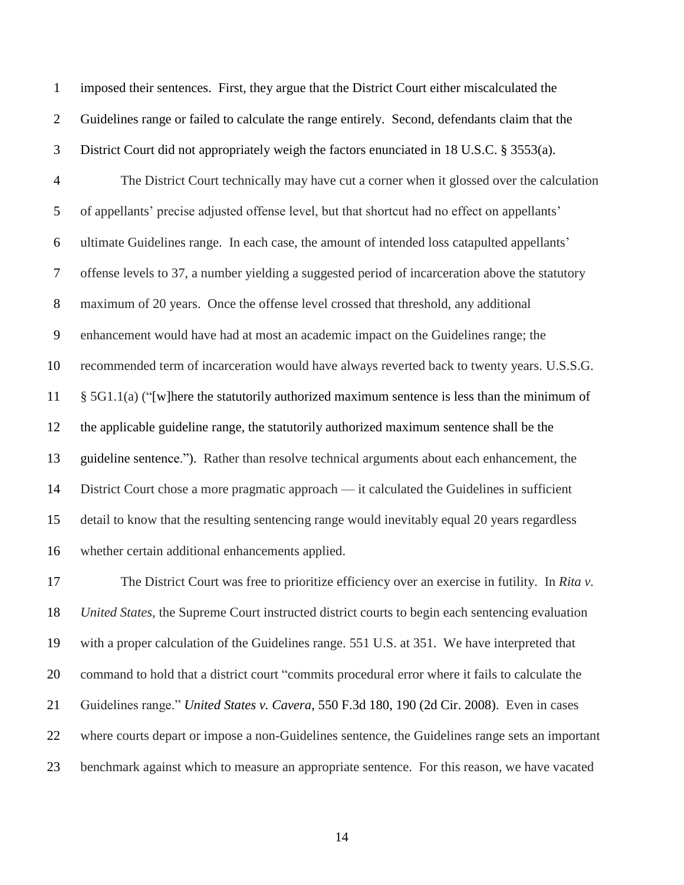imposed their sentences. First, they argue that the District Court either miscalculated the Guidelines range or failed to calculate the range entirely. Second, defendants claim that the District Court did not appropriately weigh the factors enunciated in 18 U.S.C. § 3553(a).

The District Court technically may have cut a corner when it glossed over the calculation of appellants' precise adjusted offense level, but that shortcut had no effect on appellants' ultimate Guidelines range. In each case, the amount of intended loss catapulted appellants' offense levels to 37, a number yielding a suggested period of incarceration above the statutory maximum of 20 years. Once the offense level crossed that threshold, any additional enhancement would have had at most an academic impact on the Guidelines range; the recommended term of incarceration would have always reverted back to twenty years. U.S.S.G. § 5G1.1(a) ("[w]here the statutorily authorized maximum sentence is less than the minimum of the applicable guideline range, the statutorily authorized maximum sentence shall be the guideline sentence."). Rather than resolve technical arguments about each enhancement, the District Court chose a more pragmatic approach — it calculated the Guidelines in sufficient detail to know that the resulting sentencing range would inevitably equal 20 years regardless whether certain additional enhancements applied.

The District Court was free to prioritize efficiency over an exercise in futility. In *Rita v. United States*, the Supreme Court instructed district courts to begin each sentencing evaluation with a proper calculation of the Guidelines range. 551 U.S. at 351. We have interpreted that command to hold that a district court "commits procedural error where it fails to calculate the Guidelines range." *United States v. Cavera*, 550 F.3d 180, 190 (2d Cir. 2008). Even in cases where courts depart or impose a non-Guidelines sentence, the Guidelines range sets an important benchmark against which to measure an appropriate sentence. For this reason, we have vacated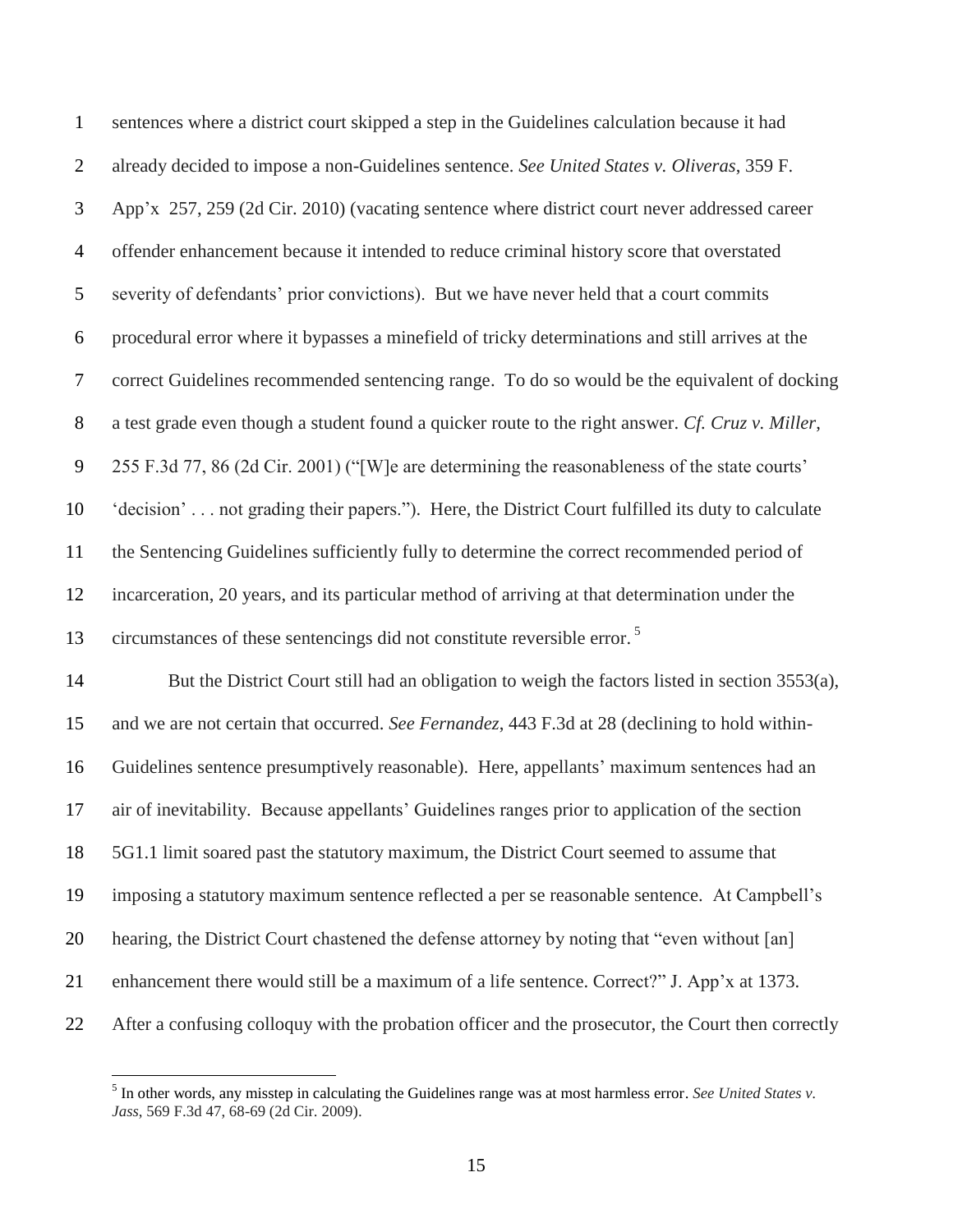sentences where a district court skipped a step in the Guidelines calculation because it had already decided to impose a non-Guidelines sentence. *See United States v. Oliveras*, 359 F. App'x 257, 259 (2d Cir. 2010) (vacating sentence where district court never addressed career offender enhancement because it intended to reduce criminal history score that overstated severity of defendants' prior convictions). But we have never held that a court commits procedural error where it bypasses a minefield of tricky determinations and still arrives at the correct Guidelines recommended sentencing range. To do so would be the equivalent of docking a test grade even though a student found a quicker route to the right answer. *Cf. Cruz v. Miller*, 255 F.3d 77, 86 (2d Cir. 2001) ("[W]e are determining the reasonableness of the state courts' 'decision' . . . not grading their papers."). Here, the District Court fulfilled its duty to calculate the Sentencing Guidelines sufficiently fully to determine the correct recommended period of incarceration, 20 years, and its particular method of arriving at that determination under the circumstances of these sentencings did not constitute reversible error.[5]

But the District Court still had an obligation to weigh the factors listed in section 3553(a), and we are not certain that occurred. *See Fernandez*, 443 F.3d at 28 (declining to hold within-Guidelines sentence presumptively reasonable). Here, appellants' maximum sentences had an air of inevitability. Because appellants' Guidelines ranges prior to application of the section 5G1.1 limit soared past the statutory maximum, the District Court seemed to assume that imposing a statutory maximum sentence reflected a per se reasonable sentence. At Campbell's hearing, the District Court chastened the defense attorney by noting that "even without [an] enhancement there would still be a maximum of a life sentence. Correct?" J. App'x at 1373. After a confusing colloquy with the probation officer and the prosecutor, the Court then correctly

[5] In other words, any misstep in calculating the Guidelines range was at most harmless error. *See United States v. Jass*, 569 F.3d 47, 68-69 (2d Cir. 2009).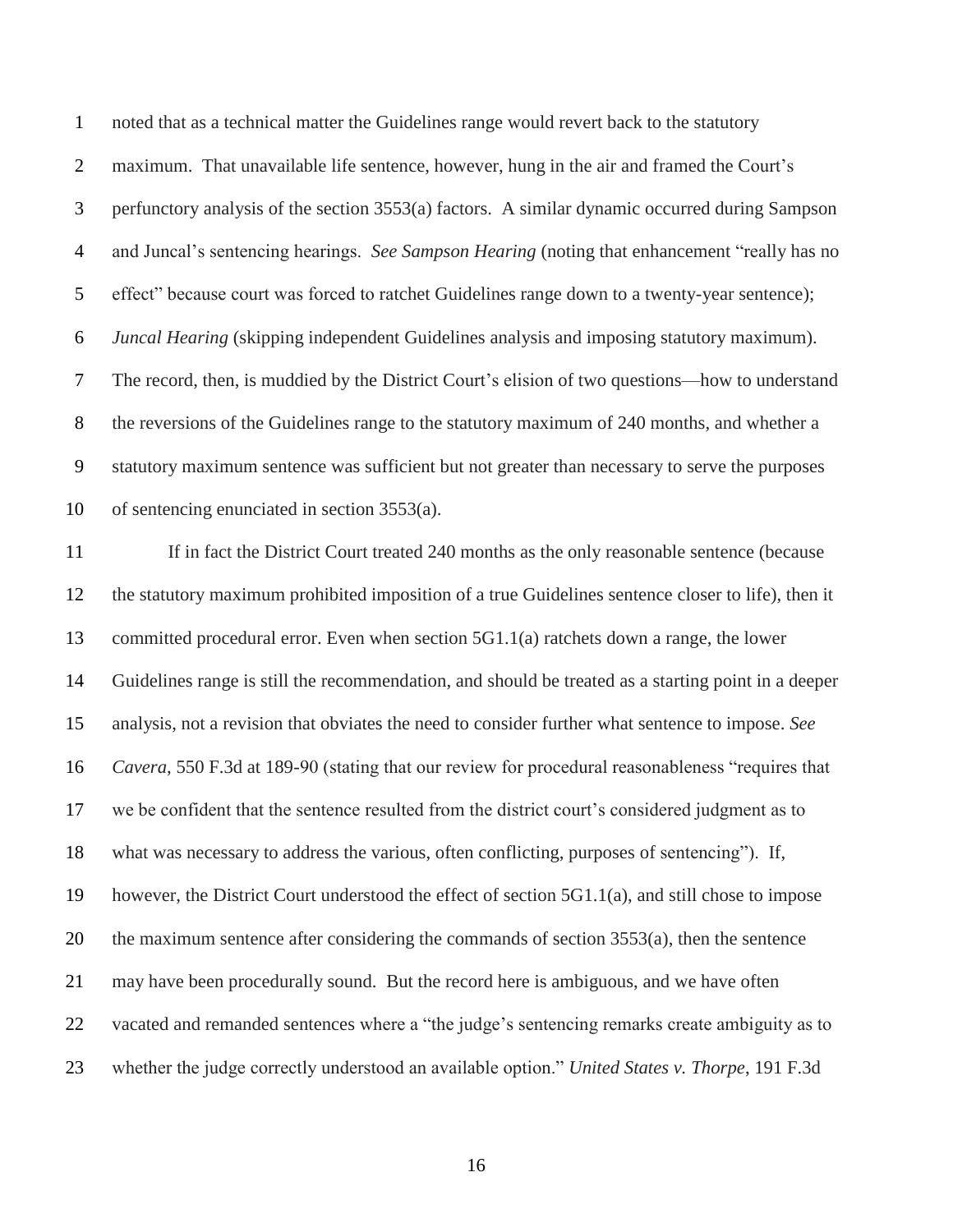noted that as a technical matter the Guidelines range would revert back to the statutory maximum. That unavailable life sentence, however, hung in the air and framed the Court's perfunctory analysis of the section 3553(a) factors. A similar dynamic occurred during Sampson and Juncal's sentencing hearings. *See Sampson Hearing* (noting that enhancement "really has no effect" because court was forced to ratchet Guidelines range down to a twenty-year sentence); *Juncal Hearing* (skipping independent Guidelines analysis and imposing statutory maximum). The record, then, is muddied by the District Court's elision of two questions—how to understand the reversions of the Guidelines range to the statutory maximum of 240 months, and whether a statutory maximum sentence was sufficient but not greater than necessary to serve the purposes of sentencing enunciated in section 3553(a).

If in fact the District Court treated 240 months as the only reasonable sentence (because the statutory maximum prohibited imposition of a true Guidelines sentence closer to life), then it committed procedural error. Even when section 5G1.1(a) ratchets down a range, the lower Guidelines range is still the recommendation, and should be treated as a starting point in a deeper analysis, not a revision that obviates the need to consider further what sentence to impose. *See Cavera*, 550 F.3d at 189-90 (stating that our review for procedural reasonableness "requires that we be confident that the sentence resulted from the district court's considered judgment as to what was necessary to address the various, often conflicting, purposes of sentencing"). If, however, the District Court understood the effect of section 5G1.1(a), and still chose to impose the maximum sentence after considering the commands of section 3553(a), then the sentence may have been procedurally sound. But the record here is ambiguous, and we have often vacated and remanded sentences where a "the judge's sentencing remarks create ambiguity as to whether the judge correctly understood an available option." *United States v. Thorpe*, 191 F.3d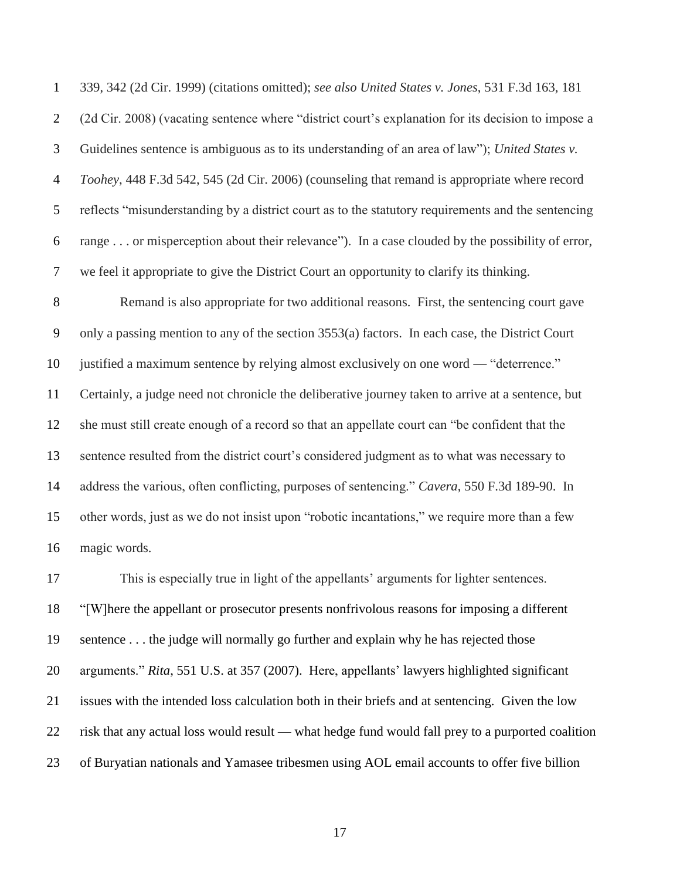339, 342 (2d Cir. 1999) (citations omitted); *see also United States v. Jones*, 531 F.3d 163, 181 (2d Cir. 2008) (vacating sentence where "district court's explanation for its decision to impose a Guidelines sentence is ambiguous as to its understanding of an area of law"); *United States v. Toohey*, 448 F.3d 542, 545 (2d Cir. 2006) (counseling that remand is appropriate where record reflects "misunderstanding by a district court as to the statutory requirements and the sentencing range . . . or misperception about their relevance"). In a case clouded by the possibility of error, we feel it appropriate to give the District Court an opportunity to clarify its thinking.

Remand is also appropriate for two additional reasons. First, the sentencing court gave only a passing mention to any of the section 3553(a) factors. In each case, the District Court justified a maximum sentence by relying almost exclusively on one word — "deterrence." Certainly, a judge need not chronicle the deliberative journey taken to arrive at a sentence, but she must still create enough of a record so that an appellate court can "be confident that the sentence resulted from the district court's considered judgment as to what was necessary to address the various, often conflicting, purposes of sentencing." *Cavera*, 550 F.3d 189-90. In other words, just as we do not insist upon "robotic incantations," we require more than a few magic words.

This is especially true in light of the appellants' arguments for lighter sentences. "[W]here the appellant or prosecutor presents nonfrivolous reasons for imposing a different sentence . . . the judge will normally go further and explain why he has rejected those arguments." *Rita*, 551 U.S. at 357 (2007). Here, appellants' lawyers highlighted significant issues with the intended loss calculation both in their briefs and at sentencing. Given the low risk that any actual loss would result — what hedge fund would fall prey to a purported coalition of Buryatian nationals and Yamasee tribesmen using AOL email accounts to offer five billion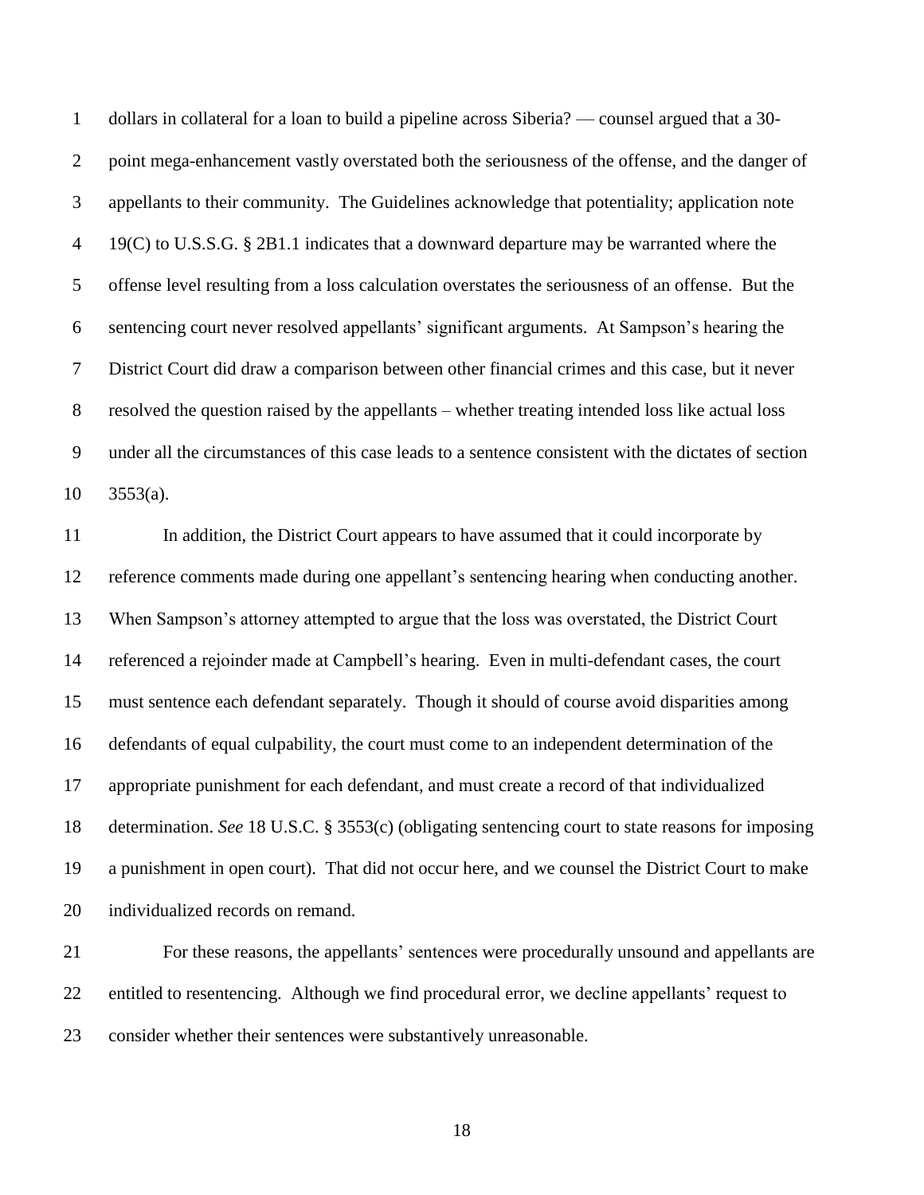dollars in collateral for a loan to build a pipeline across Siberia? — counsel argued that a 30-point mega-enhancement vastly overstated both the seriousness of the offense, and the danger of appellants to their community. The Guidelines acknowledge that potentiality; application note 19(C) to U.S.S.G. § 2B1.1 indicates that a downward departure may be warranted where the offense level resulting from a loss calculation overstates the seriousness of an offense. But the sentencing court never resolved appellants' significant arguments. At Sampson's hearing the District Court did draw a comparison between other financial crimes and this case, but it never resolved the question raised by the appellants – whether treating intended loss like actual loss under all the circumstances of this case leads to a sentence consistent with the dictates of section 3553(a).

In addition, the District Court appears to have assumed that it could incorporate by reference comments made during one appellant's sentencing hearing when conducting another. When Sampson's attorney attempted to argue that the loss was overstated, the District Court referenced a rejoinder made at Campbell's hearing. Even in multi-defendant cases, the court must sentence each defendant separately. Though it should of course avoid disparities among defendants of equal culpability, the court must come to an independent determination of the appropriate punishment for each defendant, and must create a record of that individualized determination. *See* 18 U.S.C. § 3553(c) (obligating sentencing court to state reasons for imposing a punishment in open court). That did not occur here, and we counsel the District Court to make individualized records on remand.

For these reasons, the appellants' sentences were procedurally unsound and appellants are entitled to resentencing. Although we find procedural error, we decline appellants' request to consider whether their sentences were substantively unreasonable.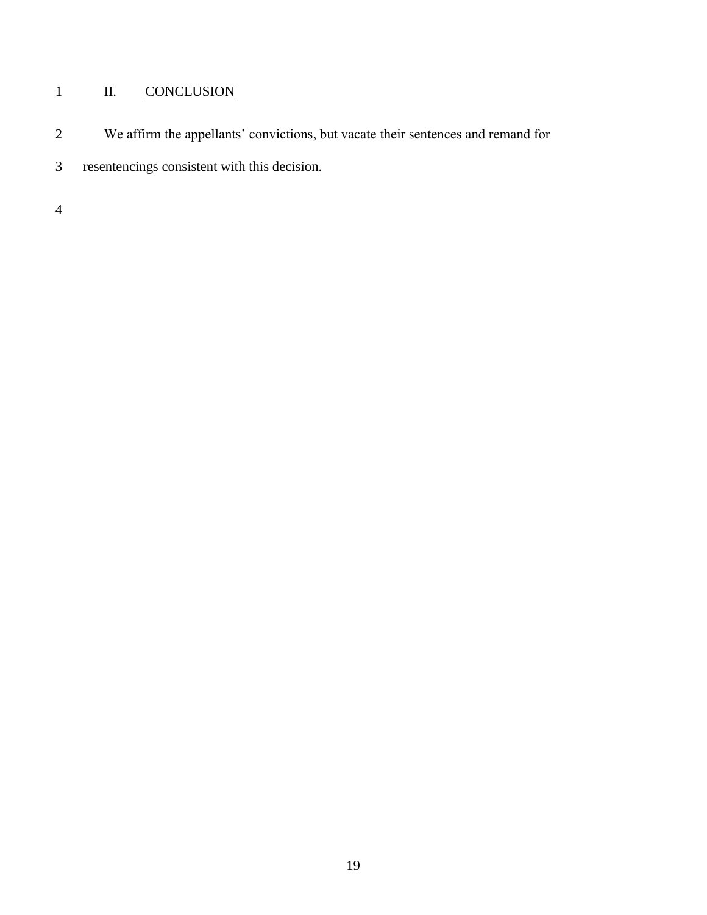## II. CONCLUSION

We affirm the appellants' convictions, but vacate their sentences and remand for resentencings consistent with this decision.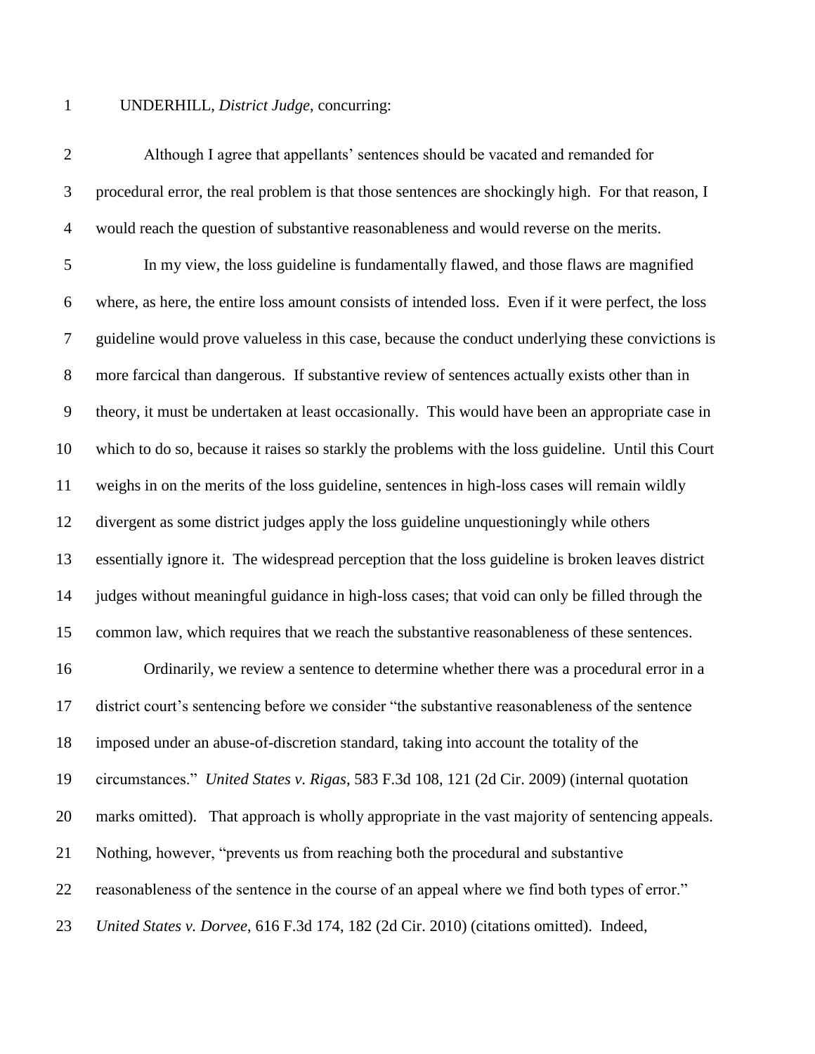UNDERHILL, *District Judge*, concurring:

Although I agree that appellants' sentences should be vacated and remanded for procedural error, the real problem is that those sentences are shockingly high. For that reason, I would reach the question of substantive reasonableness and would reverse on the merits.

In my view, the loss guideline is fundamentally flawed, and those flaws are magnified where, as here, the entire loss amount consists of intended loss. Even if it were perfect, the loss guideline would prove valueless in this case, because the conduct underlying these convictions is more farcical than dangerous. If substantive review of sentences actually exists other than in theory, it must be undertaken at least occasionally. This would have been an appropriate case in which to do so, because it raises so starkly the problems with the loss guideline. Until this Court weighs in on the merits of the loss guideline, sentences in high-loss cases will remain wildly divergent as some district judges apply the loss guideline unquestioningly while others essentially ignore it. The widespread perception that the loss guideline is broken leaves district judges without meaningful guidance in high-loss cases; that void can only be filled through the common law, which requires that we reach the substantive reasonableness of these sentences.

Ordinarily, we review a sentence to determine whether there was a procedural error in a district court's sentencing before we consider "the substantive reasonableness of the sentence imposed under an abuse-of-discretion standard, taking into account the totality of the circumstances." *United States v. Rigas*, 583 F.3d 108, 121 (2d Cir. 2009) (internal quotation marks omitted). That approach is wholly appropriate in the vast majority of sentencing appeals. Nothing, however, "prevents us from reaching both the procedural and substantive reasonableness of the sentence in the course of an appeal where we find both types of error." *United States v. Dorvee*, 616 F.3d 174, 182 (2d Cir. 2010) (citations omitted). Indeed,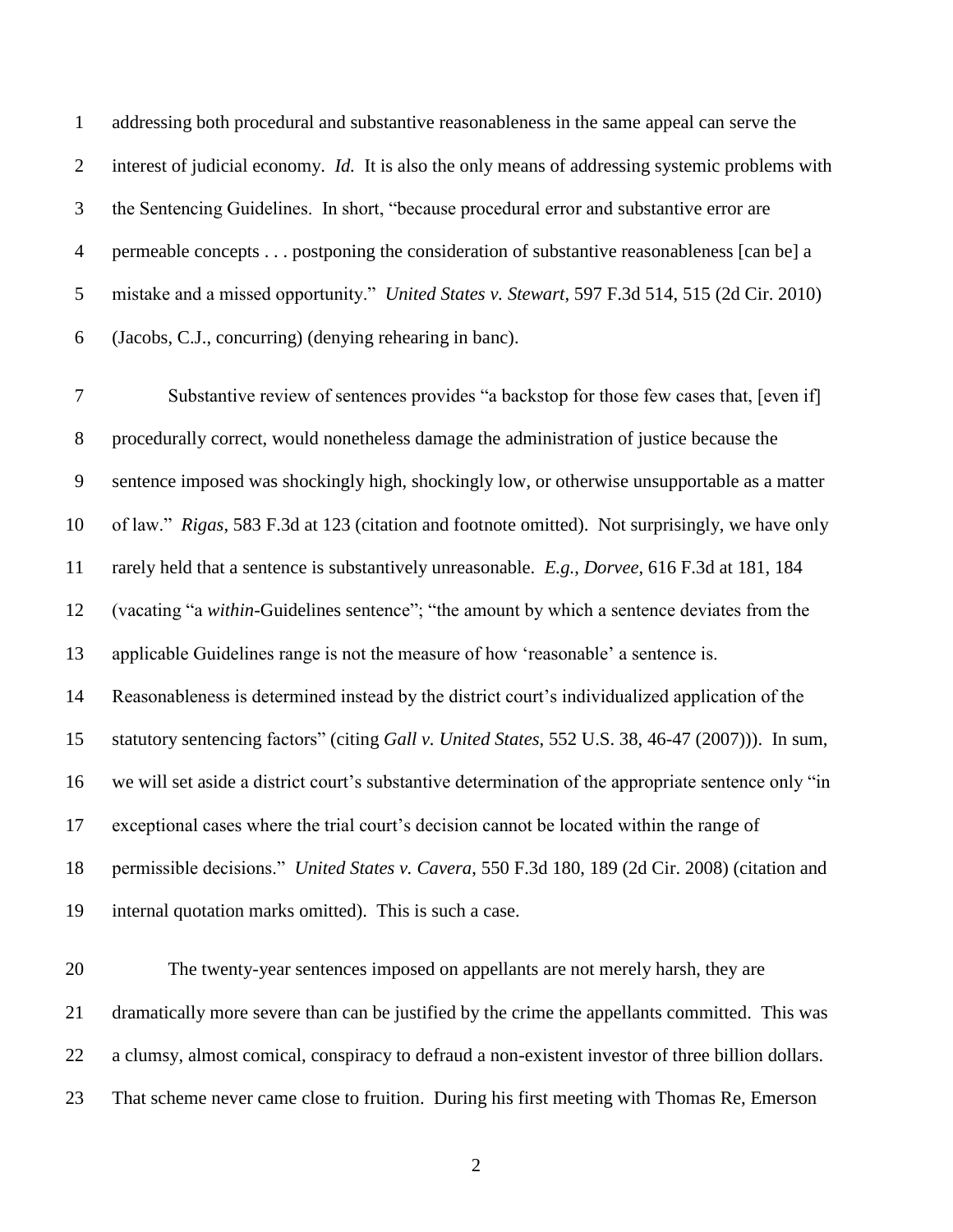addressing both procedural and substantive reasonableness in the same appeal can serve the interest of judicial economy. *Id.* It is also the only means of addressing systemic problems with the Sentencing Guidelines. In short, "because procedural error and substantive error are permeable concepts . . . postponing the consideration of substantive reasonableness [can be] a mistake and a missed opportunity." *United States v. Stewart*, 597 F.3d 514, 515 (2d Cir. 2010) (Jacobs, C.J., concurring) (denying rehearing in banc).

Substantive review of sentences provides "a backstop for those few cases that, [even if] procedurally correct, would nonetheless damage the administration of justice because the sentence imposed was shockingly high, shockingly low, or otherwise unsupportable as a matter of law." *Rigas*, 583 F.3d at 123 (citation and footnote omitted). Not surprisingly, we have only rarely held that a sentence is substantively unreasonable. *E.g.*, *Dorvee*, 616 F.3d at 181, 184 (vacating "a *within*-Guidelines sentence"; "the amount by which a sentence deviates from the applicable Guidelines range is not the measure of how 'reasonable' a sentence is. Reasonableness is determined instead by the district court's individualized application of the statutory sentencing factors" (citing *Gall v. United States*, 552 U.S. 38, 46-47 (2007))). In sum, we will set aside a district court's substantive determination of the appropriate sentence only "in exceptional cases where the trial court's decision cannot be located within the range of permissible decisions." *United States v. Cavera*, 550 F.3d 180, 189 (2d Cir. 2008) (citation and internal quotation marks omitted). This is such a case.

The twenty-year sentences imposed on appellants are not merely harsh, they are dramatically more severe than can be justified by the crime the appellants committed. This was a clumsy, almost comical, conspiracy to defraud a non-existent investor of three billion dollars. That scheme never came close to fruition. During his first meeting with Thomas Re, Emerson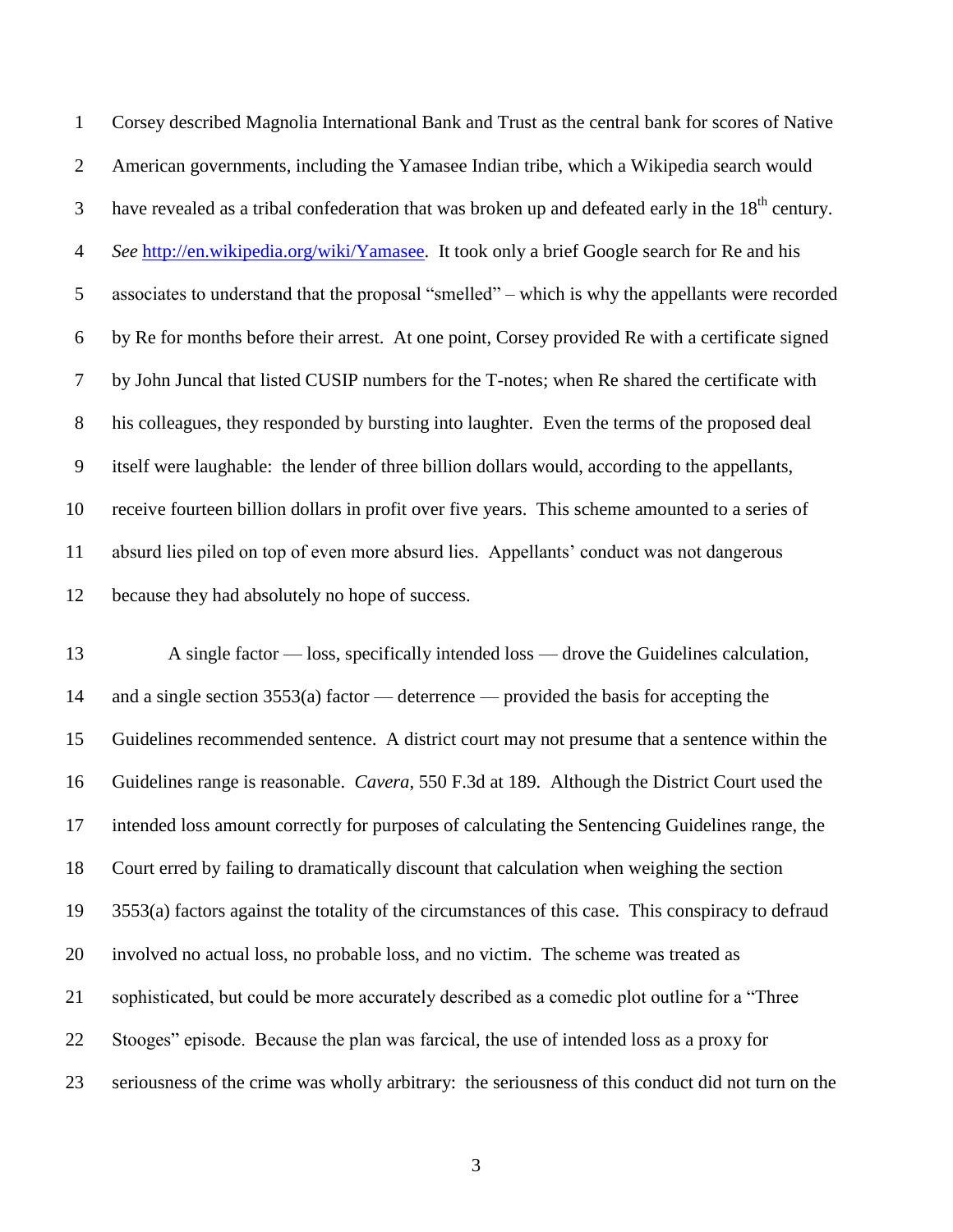Corsey described Magnolia International Bank and Trust as the central bank for scores of Native American governments, including the Yamasee Indian tribe, which a Wikipedia search would have revealed as a tribal confederation that was broken up and defeated early in the 18th century. *See* http://en.wikipedia.org/wiki/Yamasee. It took only a brief Google search for Re and his associates to understand that the proposal "smelled" – which is why the appellants were recorded by Re for months before their arrest. At one point, Corsey provided Re with a certificate signed by John Juncal that listed CUSIP numbers for the T-notes; when Re shared the certificate with his colleagues, they responded by bursting into laughter. Even the terms of the proposed deal itself were laughable: the lender of three billion dollars would, according to the appellants, receive fourteen billion dollars in profit over five years. This scheme amounted to a series of absurd lies piled on top of even more absurd lies. Appellants' conduct was not dangerous because they had absolutely no hope of success.

A single factor — loss, specifically intended loss — drove the Guidelines calculation, and a single section 3553(a) factor — deterrence — provided the basis for accepting the Guidelines recommended sentence. A district court may not presume that a sentence within the Guidelines range is reasonable. *Cavera*, 550 F.3d at 189. Although the District Court used the intended loss amount correctly for purposes of calculating the Sentencing Guidelines range, the Court erred by failing to dramatically discount that calculation when weighing the section 3553(a) factors against the totality of the circumstances of this case. This conspiracy to defraud involved no actual loss, no probable loss, and no victim. The scheme was treated as sophisticated, but could be more accurately described as a comedic plot outline for a "Three Stooges" episode. Because the plan was farcical, the use of intended loss as a proxy for seriousness of the crime was wholly arbitrary: the seriousness of this conduct did not turn on the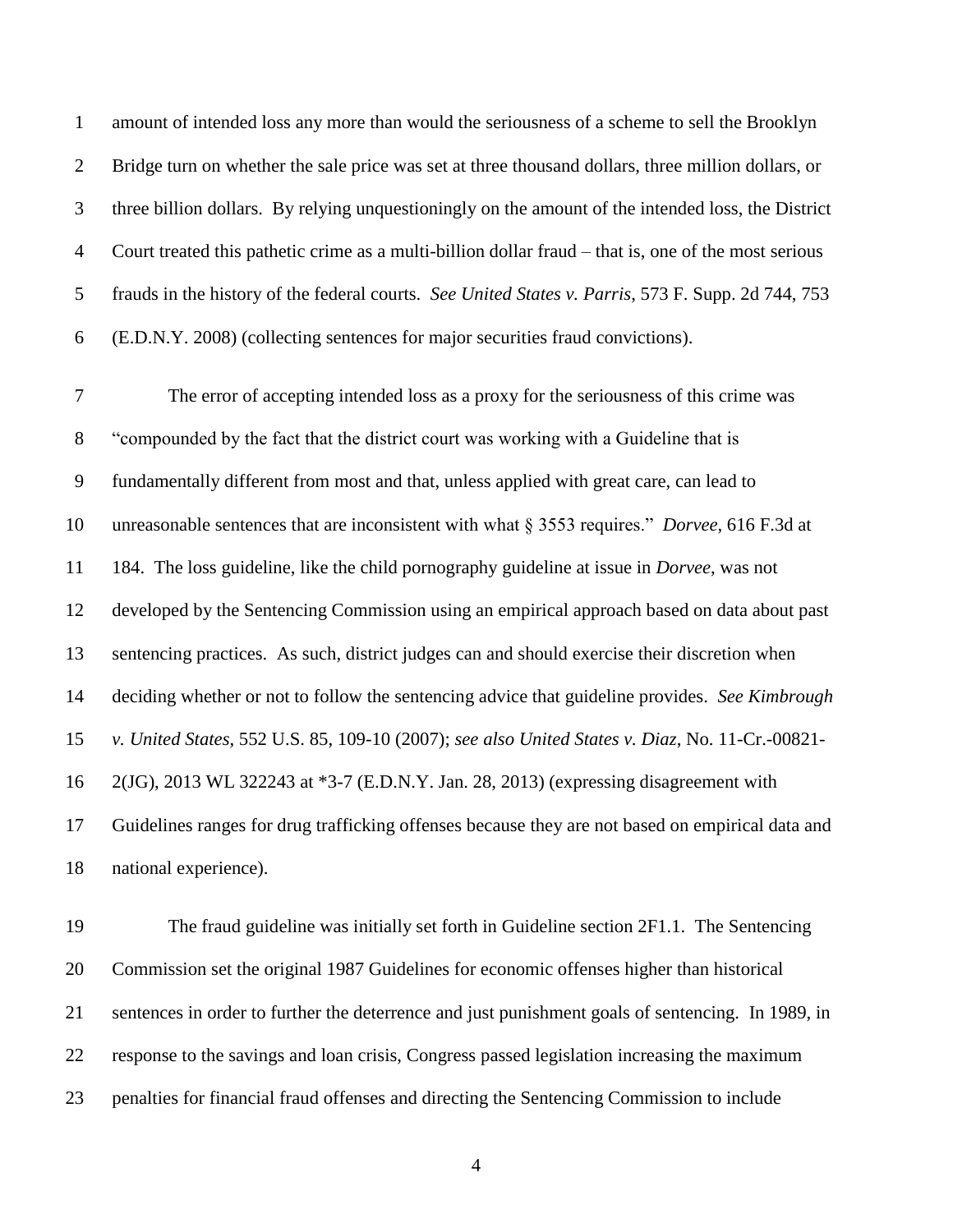amount of intended loss any more than would the seriousness of a scheme to sell the Brooklyn Bridge turn on whether the sale price was set at three thousand dollars, three million dollars, or three billion dollars. By relying unquestioningly on the amount of the intended loss, the District Court treated this pathetic crime as a multi-billion dollar fraud – that is, one of the most serious frauds in the history of the federal courts. *See United States v. Parris*, 573 F. Supp. 2d 744, 753 (E.D.N.Y. 2008) (collecting sentences for major securities fraud convictions).

The error of accepting intended loss as a proxy for the seriousness of this crime was "compounded by the fact that the district court was working with a Guideline that is fundamentally different from most and that, unless applied with great care, can lead to unreasonable sentences that are inconsistent with what § 3553 requires." *Dorvee*, 616 F.3d at 184. The loss guideline, like the child pornography guideline at issue in *Dorvee*, was not developed by the Sentencing Commission using an empirical approach based on data about past sentencing practices. As such, district judges can and should exercise their discretion when deciding whether or not to follow the sentencing advice that guideline provides. *See Kimbrough v. United States*, 552 U.S. 85, 109-10 (2007); *see also United States v. Diaz*, No. 11-Cr.-00821-2(JG), 2013 WL 322243 at *3-7 (E.D.N.Y. Jan. 28, 2013) (expressing disagreement with Guidelines ranges for drug trafficking offenses because they are not based on empirical data and national experience).

The fraud guideline was initially set forth in Guideline section 2F1.1. The Sentencing Commission set the original 1987 Guidelines for economic offenses higher than historical sentences in order to further the deterrence and just punishment goals of sentencing. In 1989, in response to the savings and loan crisis, Congress passed legislation increasing the maximum penalties for financial fraud offenses and directing the Sentencing Commission to include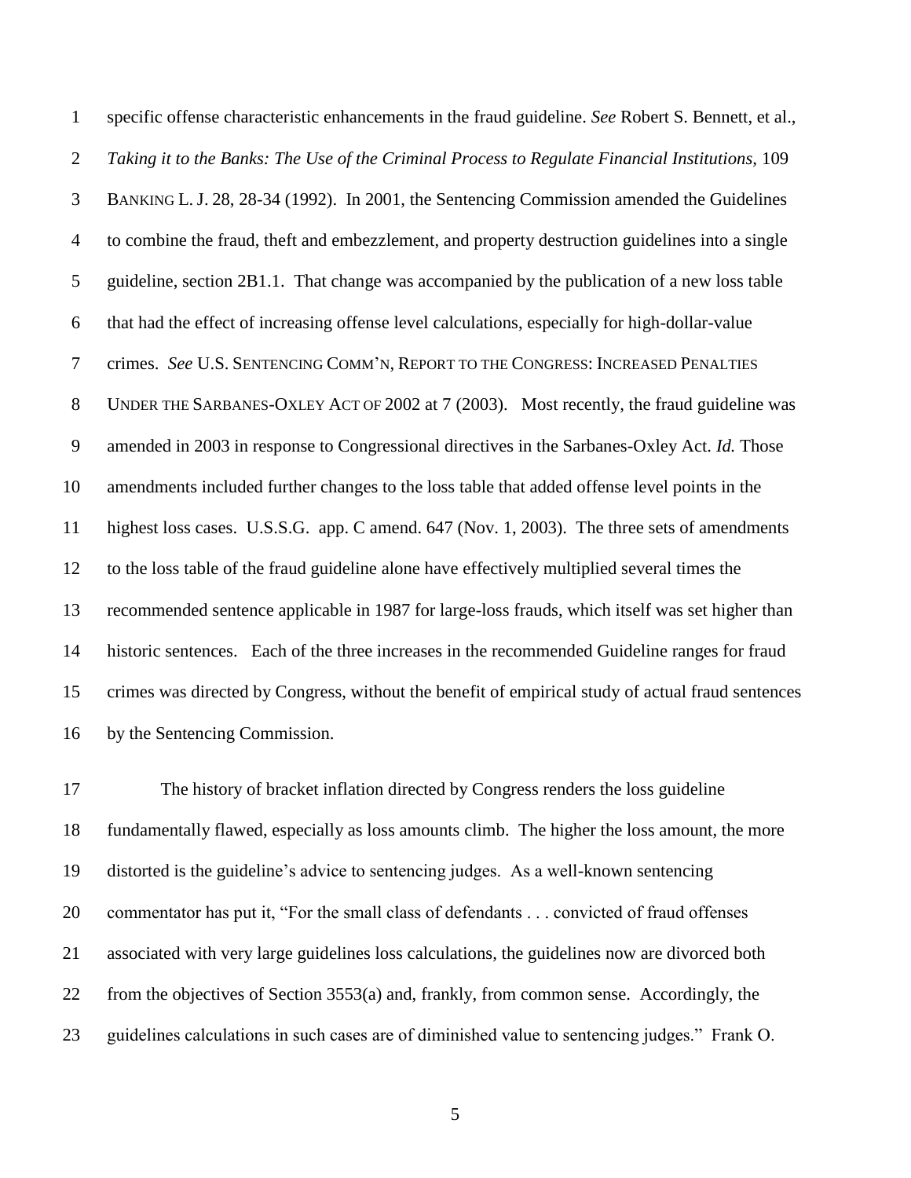specific offense characteristic enhancements in the fraud guideline. *See* Robert S. Bennett, et al., *Taking it to the Banks: The Use of the Criminal Process to Regulate Financial Institutions*, 109 BANKING L. J. 28, 28-34 (1992). In 2001, the Sentencing Commission amended the Guidelines to combine the fraud, theft and embezzlement, and property destruction guidelines into a single guideline, section 2B1.1. That change was accompanied by the publication of a new loss table that had the effect of increasing offense level calculations, especially for high-dollar-value crimes. *See* U.S. SENTENCING COMM'N, REPORT TO THE CONGRESS: INCREASED PENALTIES UNDER THE SARBANES-OXLEY ACT OF 2002 at 7 (2003). Most recently, the fraud guideline was amended in 2003 in response to Congressional directives in the Sarbanes-Oxley Act. *Id.* Those amendments included further changes to the loss table that added offense level points in the highest loss cases. U.S.S.G. app. C amend. 647 (Nov. 1, 2003). The three sets of amendments to the loss table of the fraud guideline alone have effectively multiplied several times the recommended sentence applicable in 1987 for large-loss frauds, which itself was set higher than historic sentences. Each of the three increases in the recommended Guideline ranges for fraud crimes was directed by Congress, without the benefit of empirical study of actual fraud sentences by the Sentencing Commission.

The history of bracket inflation directed by Congress renders the loss guideline fundamentally flawed, especially as loss amounts climb. The higher the loss amount, the more distorted is the guideline's advice to sentencing judges. As a well-known sentencing commentator has put it, "For the small class of defendants . . . convicted of fraud offenses associated with very large guidelines loss calculations, the guidelines now are divorced both from the objectives of Section 3553(a) and, frankly, from common sense. Accordingly, the guidelines calculations in such cases are of diminished value to sentencing judges." Frank O.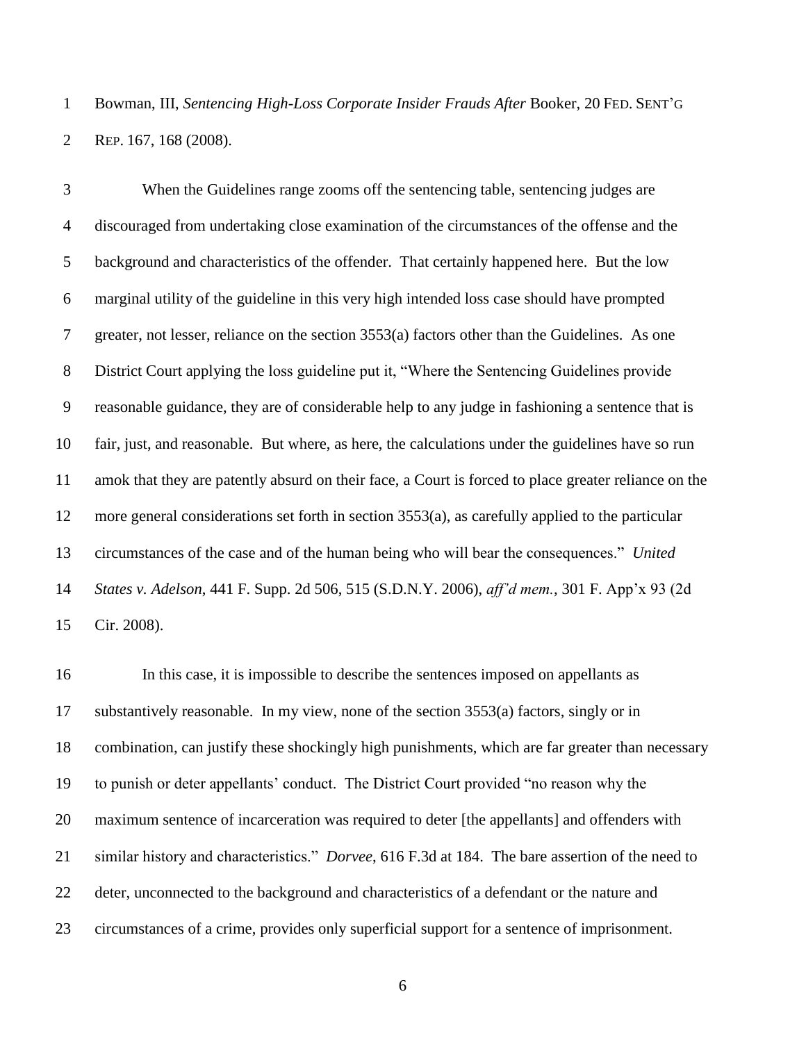Bowman, III, *Sentencing High-Loss Corporate Insider Frauds After* Booker, 20 FED. SENT'G REP. 167, 168 (2008).

When the Guidelines range zooms off the sentencing table, sentencing judges are discouraged from undertaking close examination of the circumstances of the offense and the background and characteristics of the offender. That certainly happened here. But the low marginal utility of the guideline in this very high intended loss case should have prompted greater, not lesser, reliance on the section 3553(a) factors other than the Guidelines. As one District Court applying the loss guideline put it, "Where the Sentencing Guidelines provide reasonable guidance, they are of considerable help to any judge in fashioning a sentence that is fair, just, and reasonable. But where, as here, the calculations under the guidelines have so run amok that they are patently absurd on their face, a Court is forced to place greater reliance on the more general considerations set forth in section 3553(a), as carefully applied to the particular circumstances of the case and of the human being who will bear the consequences." *United States v. Adelson*, 441 F. Supp. 2d 506, 515 (S.D.N.Y. 2006), *aff'd mem.*, 301 F. App'x 93 (2d Cir. 2008).

In this case, it is impossible to describe the sentences imposed on appellants as substantively reasonable. In my view, none of the section 3553(a) factors, singly or in combination, can justify these shockingly high punishments, which are far greater than necessary to punish or deter appellants' conduct. The District Court provided "no reason why the maximum sentence of incarceration was required to deter [the appellants] and offenders with similar history and characteristics." *Dorvee*, 616 F.3d at 184. The bare assertion of the need to deter, unconnected to the background and characteristics of a defendant or the nature and circumstances of a crime, provides only superficial support for a sentence of imprisonment.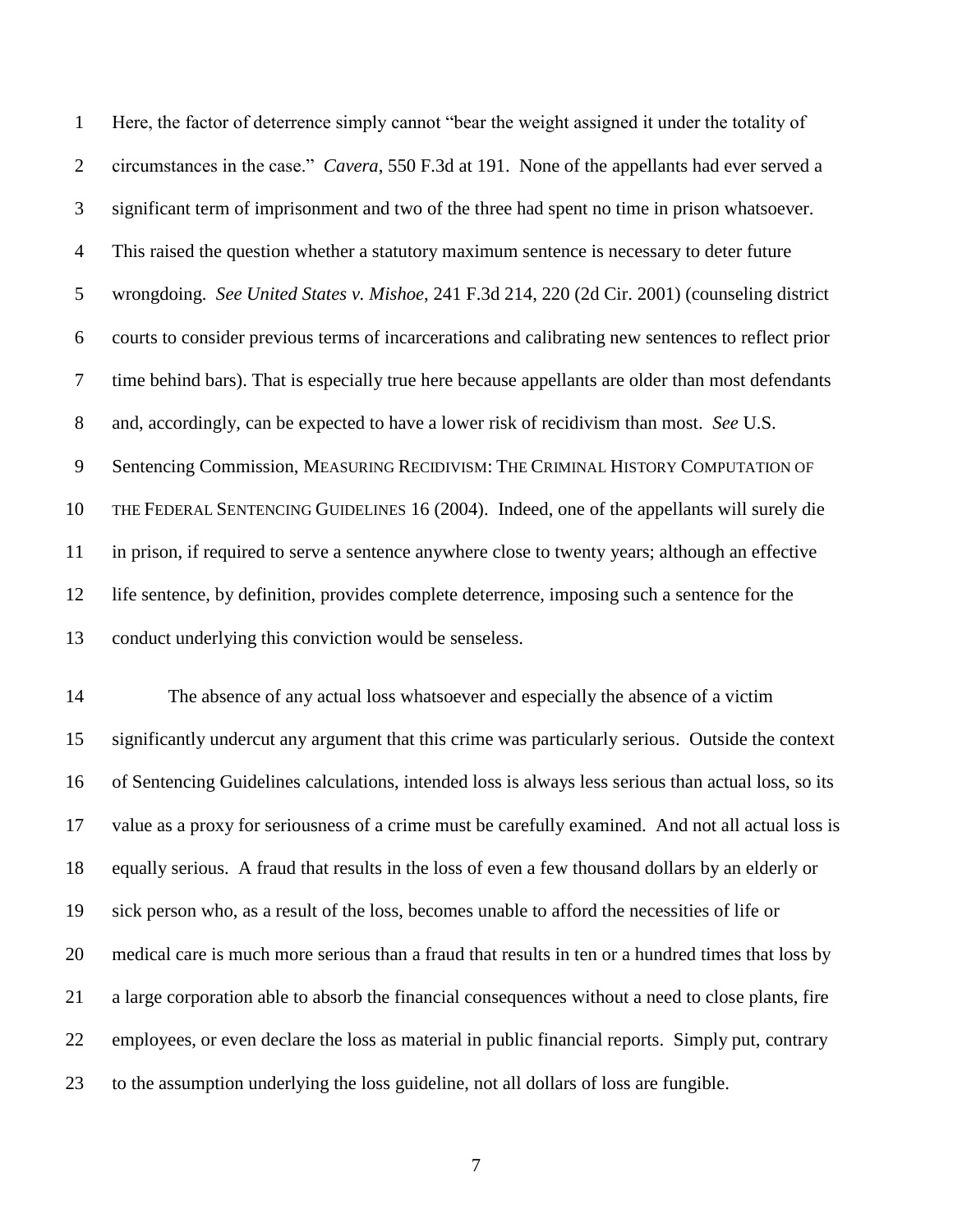Here, the factor of deterrence simply cannot "bear the weight assigned it under the totality of circumstances in the case." *Cavera*, 550 F.3d at 191. None of the appellants had ever served a significant term of imprisonment and two of the three had spent no time in prison whatsoever. This raised the question whether a statutory maximum sentence is necessary to deter future wrongdoing. *See United States v. Mishoe*, 241 F.3d 214, 220 (2d Cir. 2001) (counseling district courts to consider previous terms of incarcerations and calibrating new sentences to reflect prior time behind bars). That is especially true here because appellants are older than most defendants and, accordingly, can be expected to have a lower risk of recidivism than most. *See* U.S. Sentencing Commission, MEASURING RECIDIVISM: THE CRIMINAL HISTORY COMPUTATION OF THE FEDERAL SENTENCING GUIDELINES 16 (2004). Indeed, one of the appellants will surely die in prison, if required to serve a sentence anywhere close to twenty years; although an effective life sentence, by definition, provides complete deterrence, imposing such a sentence for the conduct underlying this conviction would be senseless.

The absence of any actual loss whatsoever and especially the absence of a victim significantly undercut any argument that this crime was particularly serious. Outside the context of Sentencing Guidelines calculations, intended loss is always less serious than actual loss, so its value as a proxy for seriousness of a crime must be carefully examined. And not all actual loss is equally serious. A fraud that results in the loss of even a few thousand dollars by an elderly or sick person who, as a result of the loss, becomes unable to afford the necessities of life or medical care is much more serious than a fraud that results in ten or a hundred times that loss by a large corporation able to absorb the financial consequences without a need to close plants, fire employees, or even declare the loss as material in public financial reports. Simply put, contrary to the assumption underlying the loss guideline, not all dollars of loss are fungible.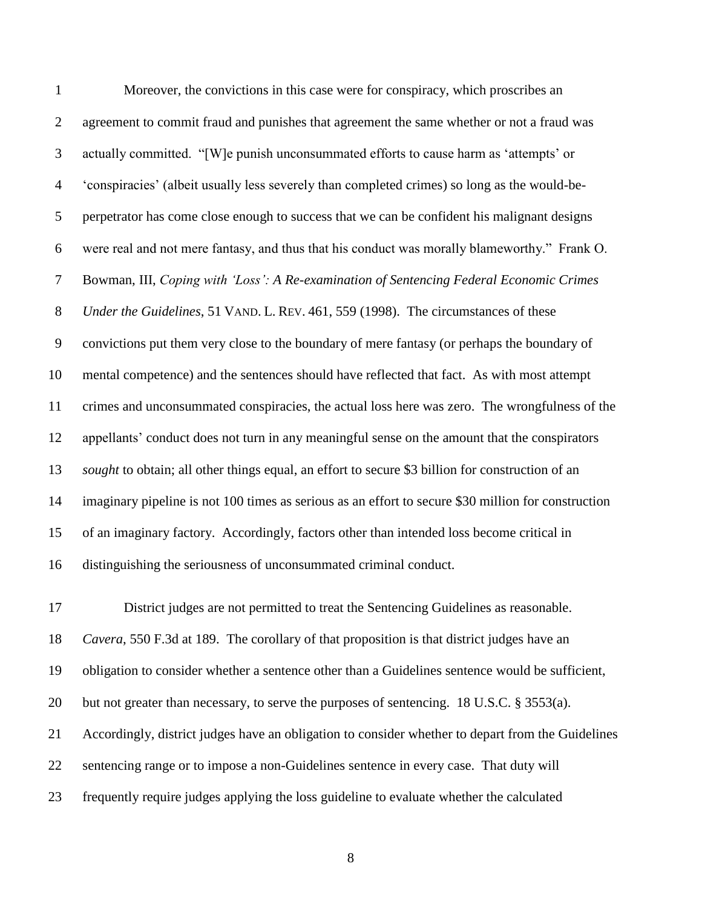Moreover, the convictions in this case were for conspiracy, which proscribes an agreement to commit fraud and punishes that agreement the same whether or not a fraud was actually committed. "[W]e punish unconsummated efforts to cause harm as 'attempts' or 'conspiracies' (albeit usually less severely than completed crimes) so long as the would-be-perpetrator has come close enough to success that we can be confident his malignant designs were real and not mere fantasy, and thus that his conduct was morally blameworthy." Frank O. Bowman, III, *Coping with 'Loss': A Re-examination of Sentencing Federal Economic Crimes Under the Guidelines*, 51 VAND. L. REV. 461, 559 (1998). The circumstances of these convictions put them very close to the boundary of mere fantasy (or perhaps the boundary of mental competence) and the sentences should have reflected that fact. As with most attempt crimes and unconsummated conspiracies, the actual loss here was zero. The wrongfulness of the appellants' conduct does not turn in any meaningful sense on the amount that the conspirators *sought* to obtain; all other things equal, an effort to secure $3 billion for construction of an imaginary pipeline is not 100 times as serious as an effort to secure $30 million for construction of an imaginary factory. Accordingly, factors other than intended loss become critical in distinguishing the seriousness of unconsummated criminal conduct.

District judges are not permitted to treat the Sentencing Guidelines as reasonable. *Cavera*, 550 F.3d at 189. The corollary of that proposition is that district judges have an obligation to consider whether a sentence other than a Guidelines sentence would be sufficient, but not greater than necessary, to serve the purposes of sentencing. 18 U.S.C. § 3553(a). Accordingly, district judges have an obligation to consider whether to depart from the Guidelines sentencing range or to impose a non-Guidelines sentence in every case. That duty will frequently require judges applying the loss guideline to evaluate whether the calculated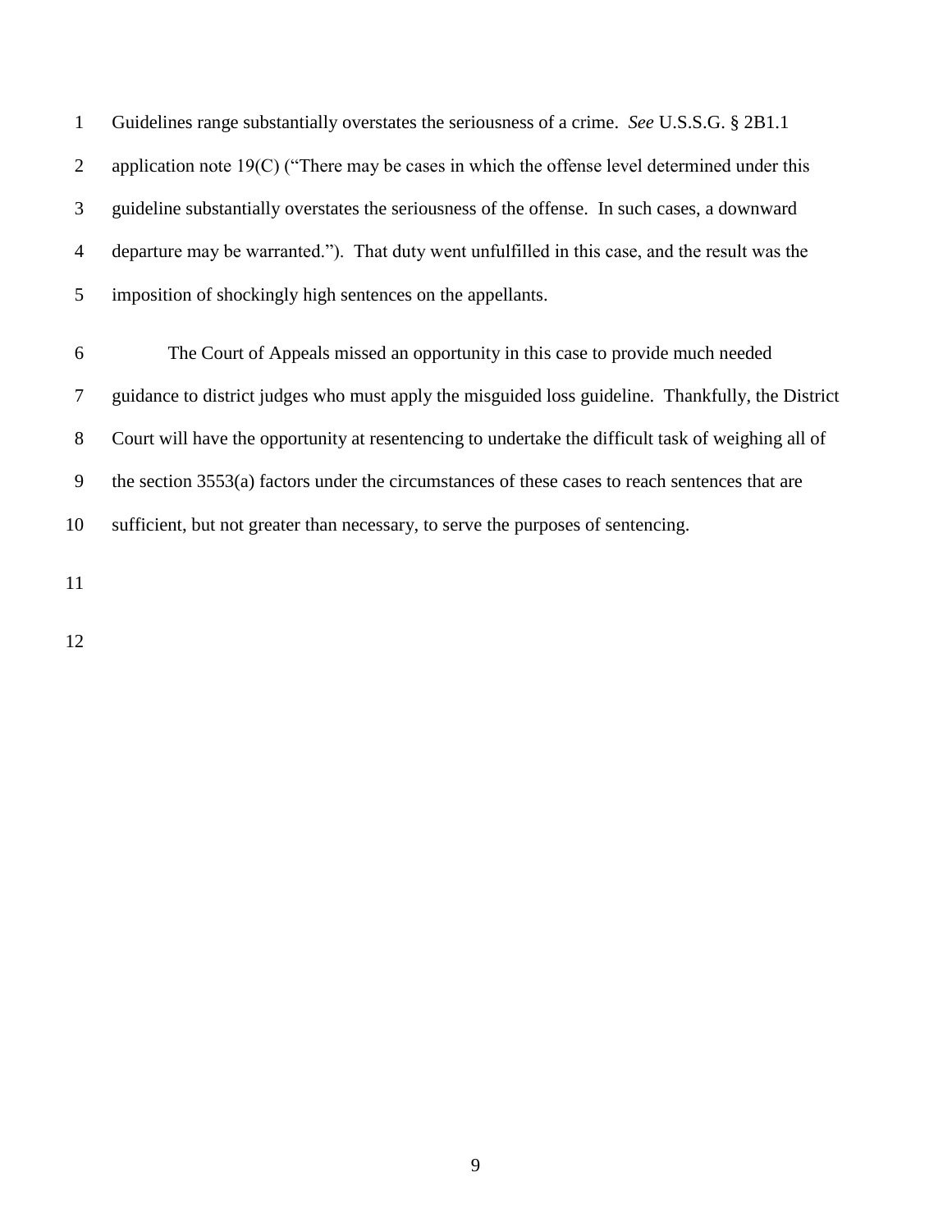Guidelines range substantially overstates the seriousness of a crime. *See* U.S.S.G. § 2B1.1 application note 19(C) ("There may be cases in which the offense level determined under this guideline substantially overstates the seriousness of the offense. In such cases, a downward departure may be warranted."). That duty went unfulfilled in this case, and the result was the imposition of shockingly high sentences on the appellants.

The Court of Appeals missed an opportunity in this case to provide much needed guidance to district judges who must apply the misguided loss guideline. Thankfully, the District Court will have the opportunity at resentencing to undertake the difficult task of weighing all of the section 3553(a) factors under the circumstances of these cases to reach sentences that are sufficient, but not greater than necessary, to serve the purposes of sentencing.